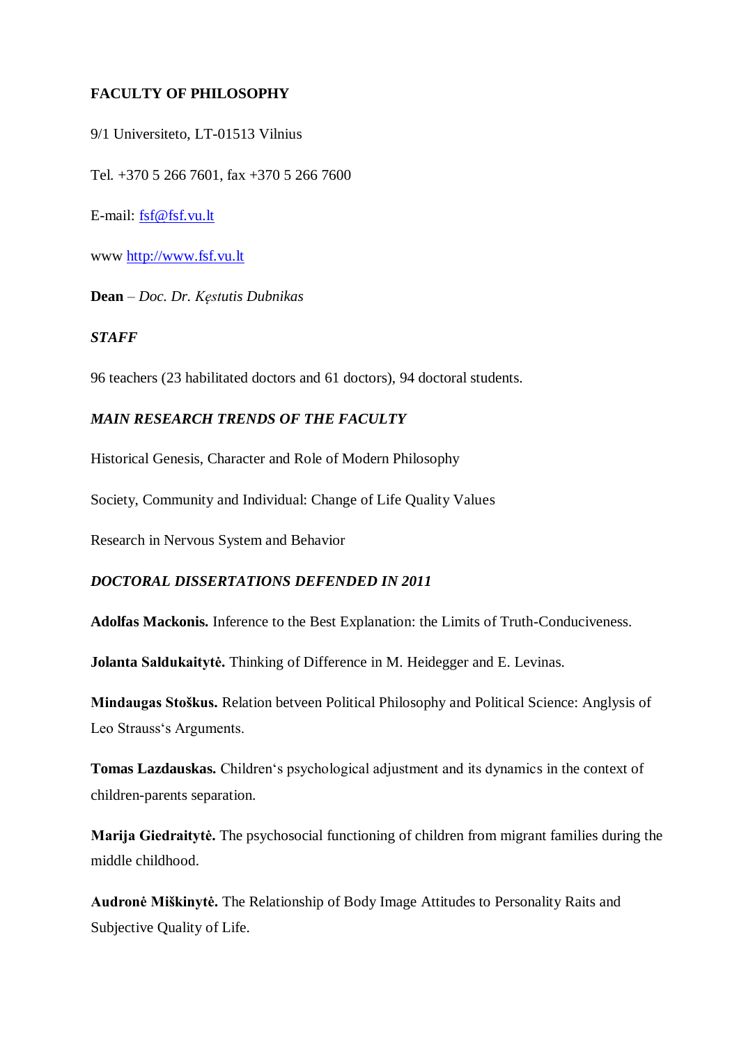**FACULTY OF PHILOSOPHY**

9/1 Universiteto, LT-01513 Vilnius

Tel. +370 5 266 7601, fax +370 5 266 7600

E-mail: fsf@fsf.vu.lt

www http://www.fsf.vu.lt

**Dean** – *Doc. Dr. Kęstutis Dubnikas*

***STAFF***

96 teachers (23 habilitated doctors and 61 doctors), 94 doctoral students.

***MAIN RESEARCH TRENDS OF THE FACULTY***

Historical Genesis, Character and Role of Modern Philosophy

Society, Community and Individual: Change of Life Quality Values

Research in Nervous System and Behavior

***DOCTORAL DISSERTATIONS DEFENDED IN 2011***

**Adolfas Mackonis.** Inference to the Best Explanation: the Limits of Truth-Conduciveness.

**Jolanta Saldukaitytė.** Thinking of Difference in M. Heidegger and E. Levinas.

**Mindaugas Stoškus.** Relation betveen Political Philosophy and Political Science: Anglysis of Leo Strauss‘s Arguments.

**Tomas Lazdauskas.** Children‘s psychological adjustment and its dynamics in the context of children-parents separation.

**Marija Giedraitytė.** The psychosocial functioning of children from migrant families during the middle childhood.

**Audronė Miškinytė.** The Relationship of Body Image Attitudes to Personality Raits and Subjective Quality of Life.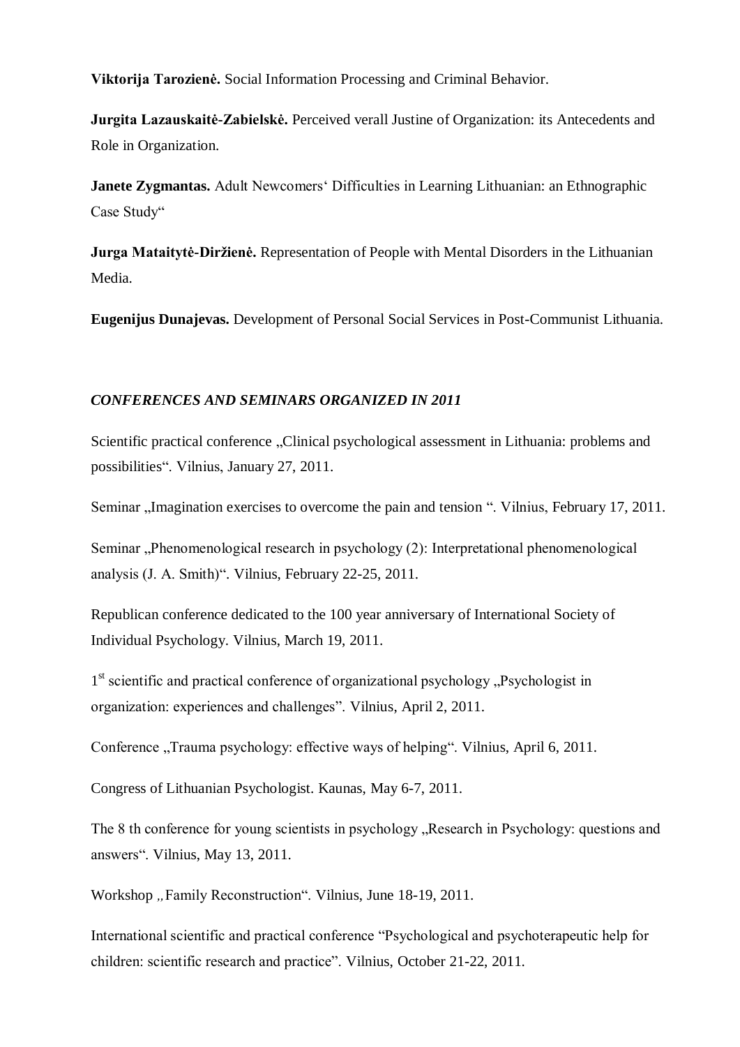**Viktorija Tarozienė.** Social Information Processing and Criminal Behavior.

**Jurgita Lazauskaitė-Zabielskė.** Perceived verall Justine of Organization: its Antecedents and Role in Organization.

**Janete Zygmantas.** Adult Newcomers‘ Difficulties in Learning Lithuanian: an Ethnographic Case Study“

**Jurga Mataitytė-Diržienė.** Representation of People with Mental Disorders in the Lithuanian Media.

**Eugenijus Dunajevas.** Development of Personal Social Services in Post-Communist Lithuania.

***CONFERENCES AND SEMINARS ORGANIZED IN 2011***

Scientific practical conference „Clinical psychological assessment in Lithuania: problems and possibilities“. Vilnius, January 27, 2011.

Seminar „Imagination exercises to overcome the pain and tension “. Vilnius, February 17, 2011.

Seminar „Phenomenological research in psychology (2): Interpretational phenomenological analysis (J. A. Smith)“. Vilnius, February 22-25, 2011.

Republican conference dedicated to the 100 year anniversary of International Society of Individual Psychology. Vilnius, March 19, 2011.

1st scientific and practical conference of organizational psychology „Psychologist in organization: experiences and challenges”. Vilnius, April 2, 2011.

Conference „Trauma psychology: effective ways of helping“. Vilnius, April 6, 2011.

Congress of Lithuanian Psychologist. Kaunas, May 6-7, 2011.

The 8 th conference for young scientists in psychology „Research in Psychology: questions and answers“. Vilnius, May 13, 2011.

Workshop „Family Reconstruction“. Vilnius, June 18-19, 2011.

International scientific and practical conference “Psychological and psychoterapeutic help for children: scientific research and practice”. Vilnius, October 21-22, 2011.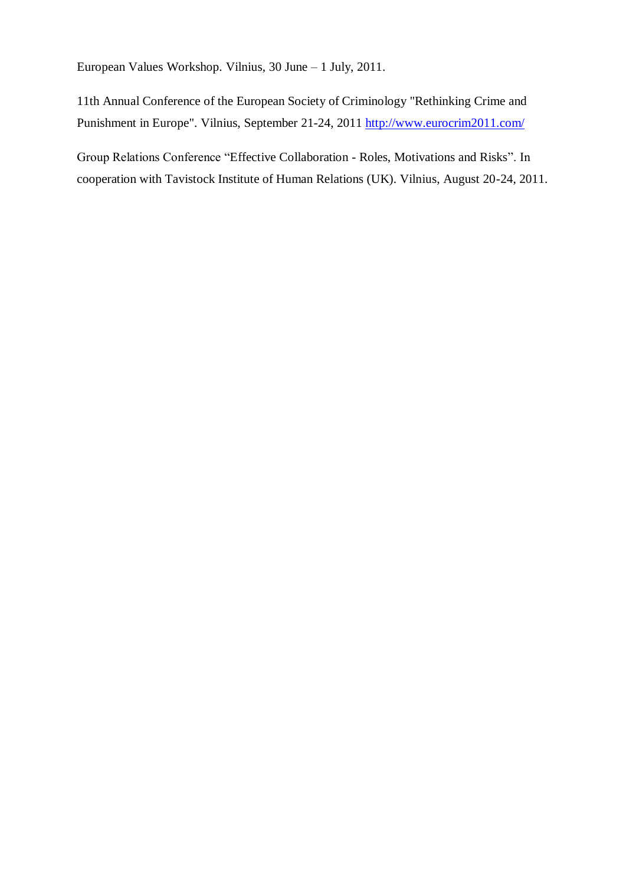European Values Workshop. Vilnius, 30 June – 1 July, 2011.

11th Annual Conference of the European Society of Criminology "Rethinking Crime and Punishment in Europe". Vilnius, September 21-24, 2011 http://www.eurocrim2011.com/

Group Relations Conference “Effective Collaboration - Roles, Motivations and Risks”. In cooperation with Tavistock Institute of Human Relations (UK). Vilnius, August 20-24, 2011.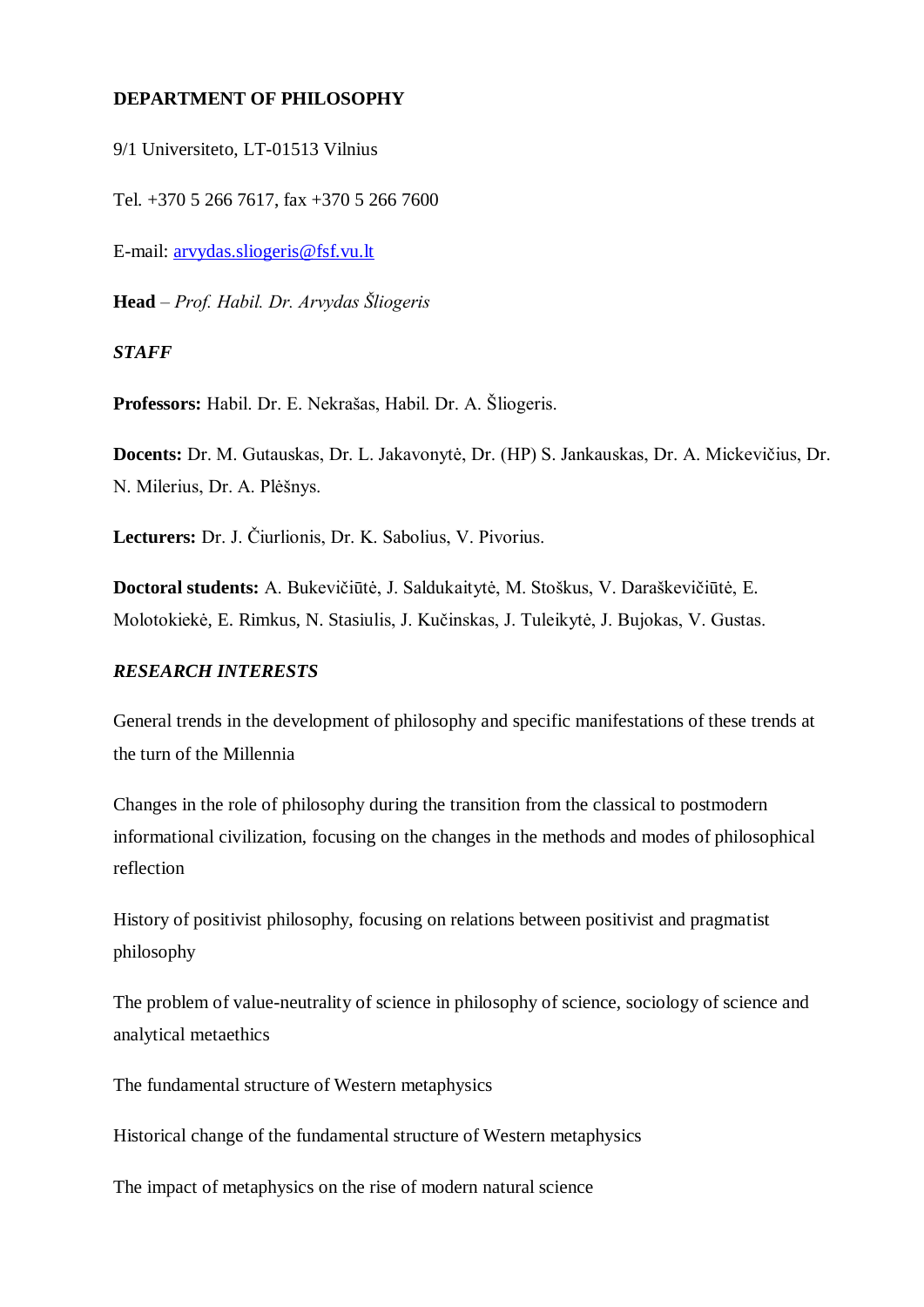**DEPARTMENT OF PHILOSOPHY**

9/1 Universiteto, LT-01513 Vilnius

Tel. +370 5 266 7617, fax +370 5 266 7600

E-mail: arvydas.sliogeris@fsf.vu.lt

**Head** – *Prof. Habil. Dr. Arvydas Šliogeris*

***STAFF***

**Professors:** Habil. Dr. E. Nekrašas, Habil. Dr. A. Šliogeris.

**Docents:** Dr. M. Gutauskas, Dr. L. Jakavonytė, Dr. (HP) S. Jankauskas, Dr. A. Mickevičius, Dr. N. Milerius, Dr. A. Plėšnys.

**Lecturers:** Dr. J. Čiurlionis, Dr. K. Sabolius, V. Pivorius.

**Doctoral students:** A. Bukevičiūtė, J. Saldukaitytė, M. Stoškus, V. Daraškevičiūtė, E. Molotokiekė, E. Rimkus, N. Stasiulis, J. Kučinskas, J. Tuleikytė, J. Bujokas, V. Gustas.

***RESEARCH INTERESTS***

General trends in the development of philosophy and specific manifestations of these trends at the turn of the Millennia

Changes in the role of philosophy during the transition from the classical to postmodern informational civilization, focusing on the changes in the methods and modes of philosophical reflection

History of positivist philosophy, focusing on relations between positivist and pragmatist philosophy

The problem of value-neutrality of science in philosophy of science, sociology of science and analytical metaethics

The fundamental structure of Western metaphysics

Historical change of the fundamental structure of Western metaphysics

The impact of metaphysics on the rise of modern natural science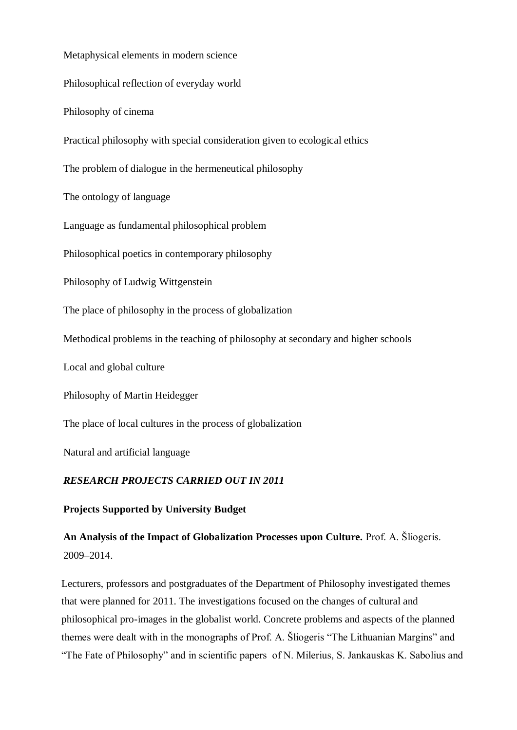Metaphysical elements in modern science

Philosophical reflection of everyday world

Philosophy of cinema

Practical philosophy with special consideration given to ecological ethics

The problem of dialogue in the hermeneutical philosophy

The ontology of language

Language as fundamental philosophical problem

Philosophical poetics in contemporary philosophy

Philosophy of Ludwig Wittgenstein

The place of philosophy in the process of globalization

Methodical problems in the teaching of philosophy at secondary and higher schools

Local and global culture

Philosophy of Martin Heidegger

The place of local cultures in the process of globalization

Natural and artificial language

***RESEARCH PROJECTS CARRIED OUT IN 2011***

**Projects Supported by University Budget**

**An Analysis of the Impact of Globalization Processes upon Culture.** Prof. A. Šliogeris. 2009–2014.

Lecturers, professors and postgraduates of the Department of Philosophy investigated themes that were planned for 2011. The investigations focused on the changes of cultural and philosophical pro-images in the globalist world. Concrete problems and aspects of the planned themes were dealt with in the monographs of Prof. A. Šliogeris "The Lithuanian Margins" and "The Fate of Philosophy" and in scientific papers of N. Milerius, S. Jankauskas K. Sabolius and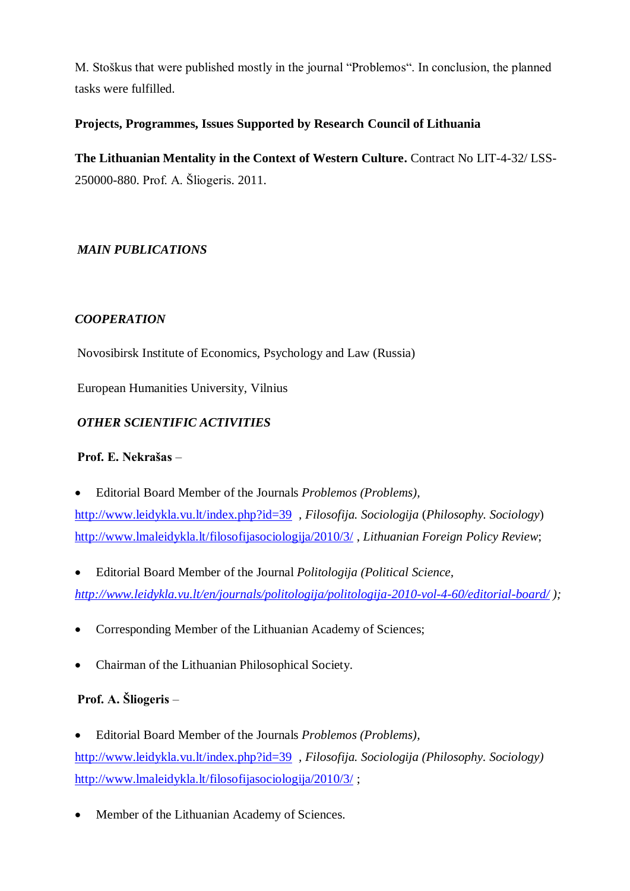M. Stoškus that were published mostly in the journal "Problemos". In conclusion, the planned tasks were fulfilled.

**Projects, Programmes, Issues Supported by Research Council of Lithuania**

**The Lithuanian Mentality in the Context of Western Culture.** Contract No LIT-4-32/ LSS-250000-880. Prof. A. Šliogeris. 2011.

***MAIN PUBLICATIONS***

***COOPERATION***

Novosibirsk Institute of Economics, Psychology and Law (Russia)

European Humanities University, Vilnius

***OTHER SCIENTIFIC ACTIVITIES***

**Prof. E. Nekrašas** –

- Editorial Board Member of the Journals *Problemos (Problems),* http://www.leidykla.vu.lt/index.php?id=39 , *Filosofija. Sociologija* (*Philosophy. Sociology*) http://www.lmaleidykla.lt/filosofijasociologija/2010/3/ , *Lithuanian Foreign Policy Review*;

- Editorial Board Member of the Journal *Politologija (Political Science,* *http://www.leidykla.vu.lt/en/journals/politologija/politologija-2010-vol-4-60/editorial-board/ );*

- Corresponding Member of the Lithuanian Academy of Sciences;

- Chairman of the Lithuanian Philosophical Society.

**Prof. A. Šliogeris** –

- Editorial Board Member of the Journals *Problemos (Problems),* http://www.leidykla.vu.lt/index.php?id=39 , *Filosofija. Sociologija (Philosophy. Sociology)* http://www.lmaleidykla.lt/filosofijasociologija/2010/3/ ;

- Member of the Lithuanian Academy of Sciences.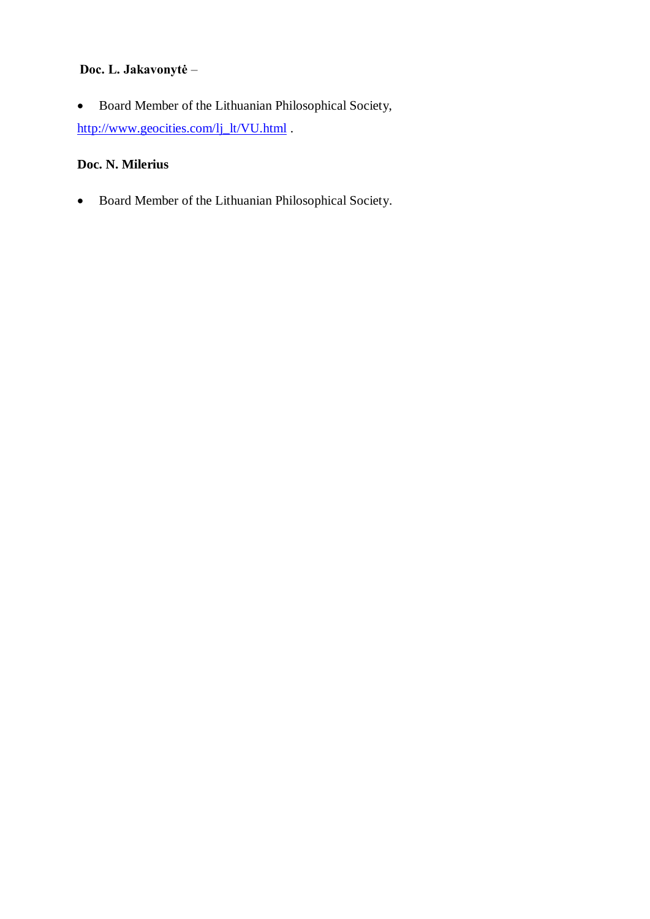**Doc. L. Jakavonytė** –

- Board Member of the Lithuanian Philosophical Society, http://www.geocities.com/lj_lt/VU.html .

**Doc. N. Milerius**

- Board Member of the Lithuanian Philosophical Society.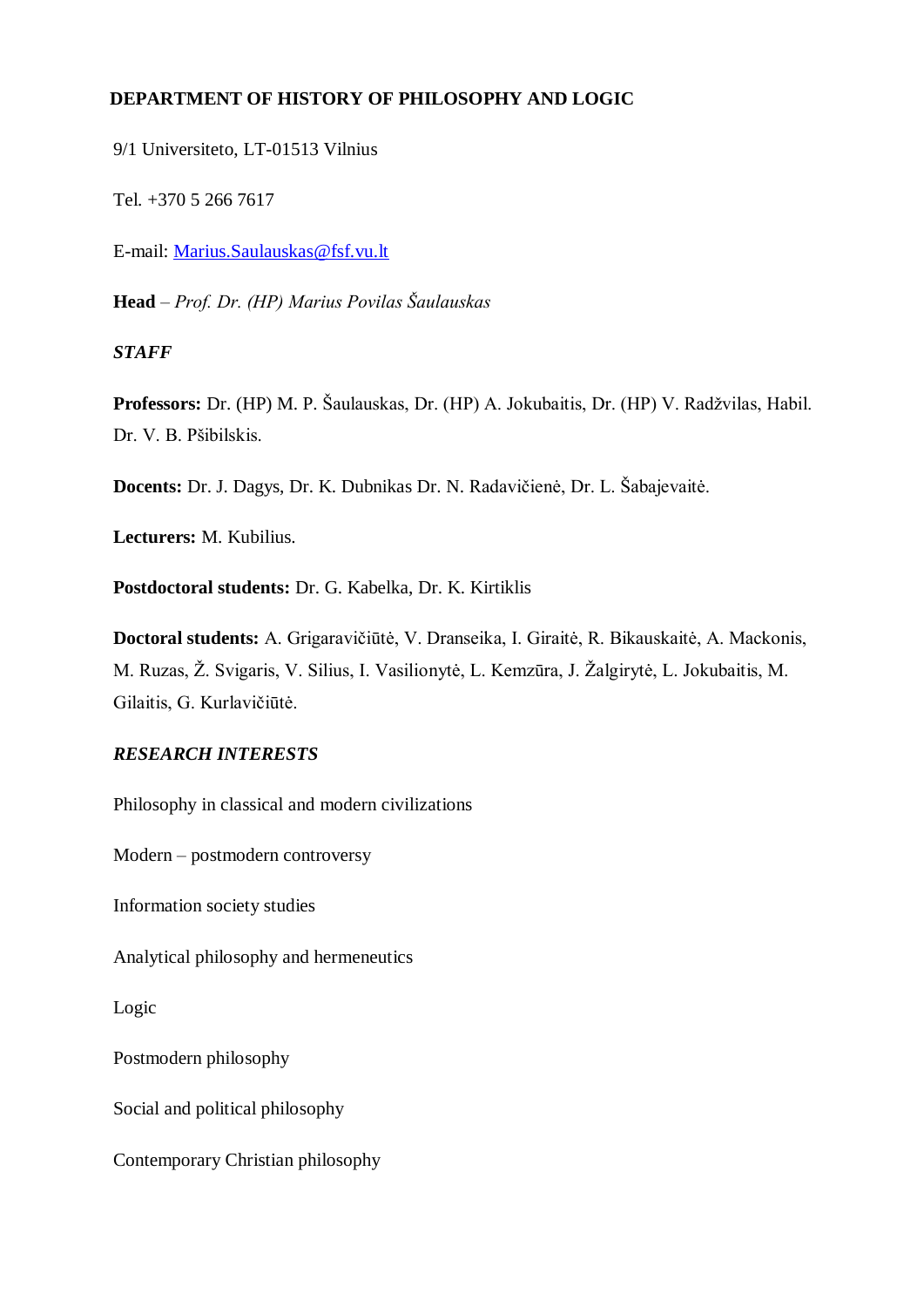## DEPARTMENT OF HISTORY OF PHILOSOPHY AND LOGIC

9/1 Universiteto, LT-01513 Vilnius

Tel. +370 5 266 7617

E-mail: Marius.Saulauskas@fsf.vu.lt

**Head** – *Prof. Dr. (HP) Marius Povilas Šaulauskas*

### *STAFF*

**Professors:** Dr. (HP) M. P. Šaulauskas, Dr. (HP) A. Jokubaitis, Dr. (HP) V. Radžvilas, Habil. Dr. V. B. Pšibilskis.

**Docents:** Dr. J. Dagys, Dr. K. Dubnikas Dr. N. Radavičienė, Dr. L. Šabajevaitė.

**Lecturers:** M. Kubilius.

**Postdoctoral students:** Dr. G. Kabelka, Dr. K. Kirtiklis

**Doctoral students:** A. Grigaravičiūtė, V. Dranseika, I. Giraitė, R. Bikauskaitė, A. Mackonis, M. Ruzas, Ž. Svigaris, V. Silius, I. Vasilionytė, L. Kemzūra, J. Žalgirytė, L. Jokubaitis, M. Gilaitis, G. Kurlavičiūtė.

### *RESEARCH INTERESTS*

Philosophy in classical and modern civilizations

Modern – postmodern controversy

Information society studies

Analytical philosophy and hermeneutics

Logic

Postmodern philosophy

Social and political philosophy

Contemporary Christian philosophy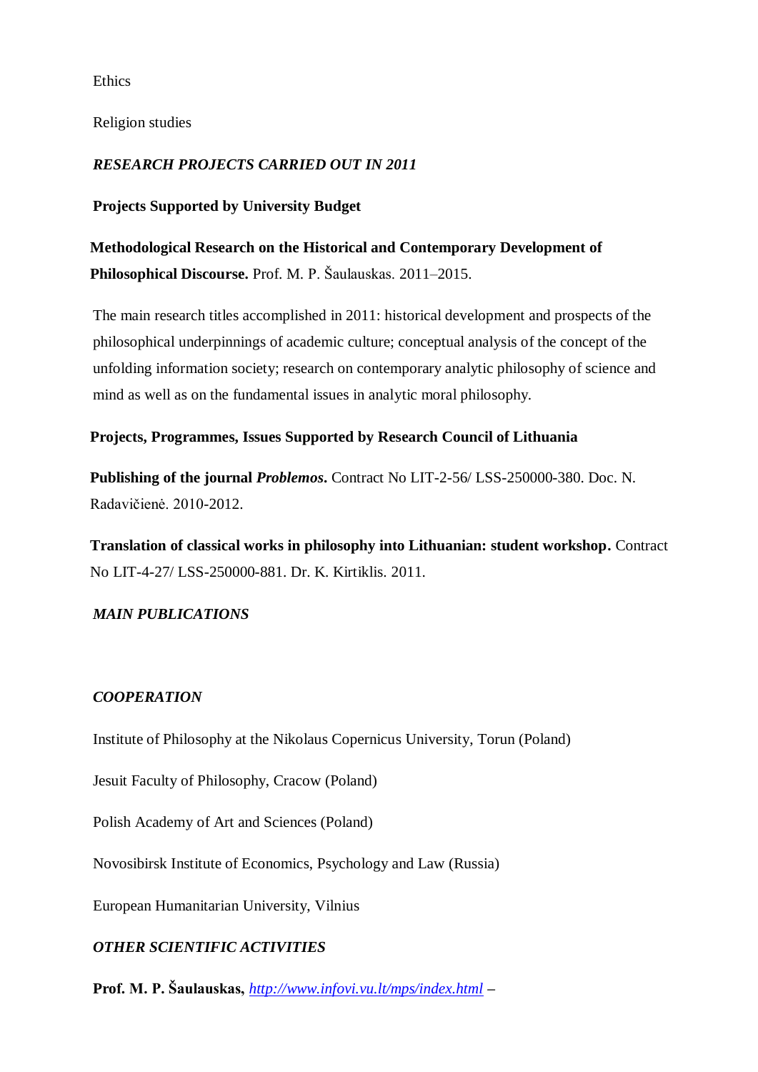Ethics

Religion studies

### *RESEARCH PROJECTS CARRIED OUT IN 2011*

**Projects Supported by University Budget**

**Methodological Research on the Historical and Contemporary Development of Philosophical Discourse.** Prof. M. P. Šaulauskas. 2011–2015.

The main research titles accomplished in 2011: historical development and prospects of the philosophical underpinnings of academic culture; conceptual analysis of the concept of the unfolding information society; research on contemporary analytic philosophy of science and mind as well as on the fundamental issues in analytic moral philosophy.

**Projects, Programmes, Issues Supported by Research Council of Lithuania**

**Publishing of the journal *Problemos*.** Contract No LIT-2-56/ LSS-250000-380. Doc. N. Radavičienė. 2010-2012.

**Translation of classical works in philosophy into Lithuanian: student workshop.** Contract No LIT-4-27/ LSS-250000-881. Dr. K. Kirtiklis. 2011.

### *MAIN PUBLICATIONS*

### *COOPERATION*

Institute of Philosophy at the Nikolaus Copernicus University, Torun (Poland)

Jesuit Faculty of Philosophy, Cracow (Poland)

Polish Academy of Art and Sciences (Poland)

Novosibirsk Institute of Economics, Psychology and Law (Russia)

European Humanitarian University, Vilnius

### *OTHER SCIENTIFIC ACTIVITIES*

**Prof. M. P. Šaulauskas,** *[http://www.infovi.vu.lt/mps/index.html](http://www.infovi.vu.lt/mps/index.html)* **–**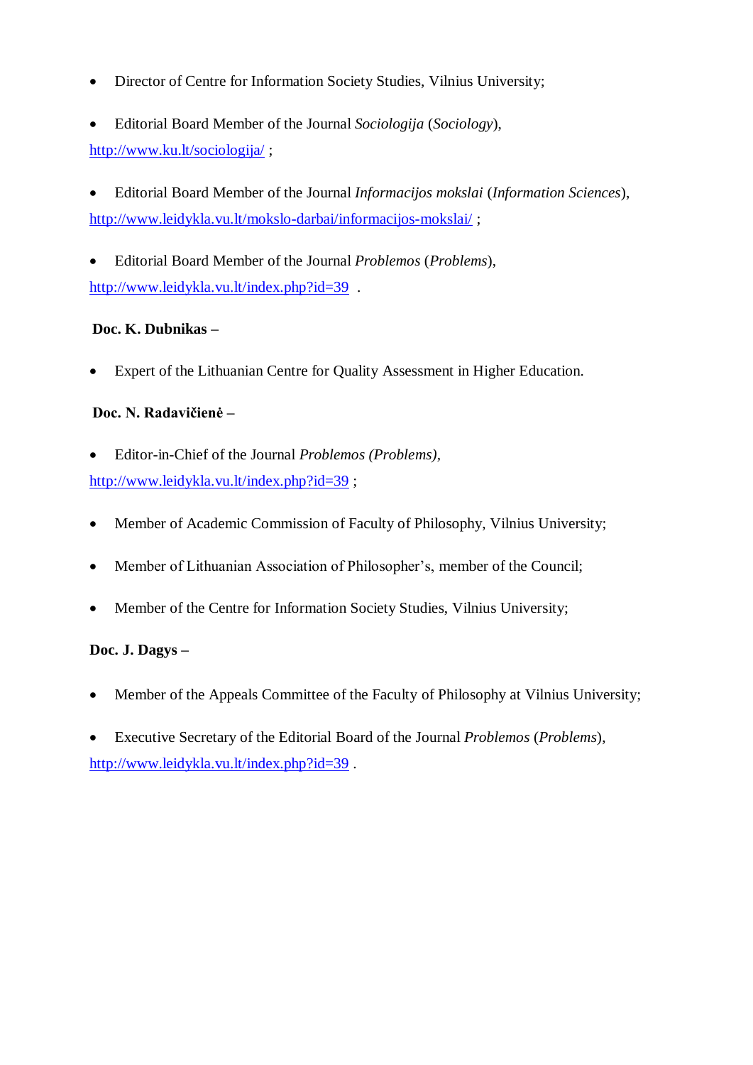- Director of Centre for Information Society Studies, Vilnius University;

- Editorial Board Member of the Journal *Sociologija* (*Sociology*), http://www.ku.lt/sociologija/ ;

- Editorial Board Member of the Journal *Informacijos mokslai* (*Information Sciences*), http://www.leidykla.vu.lt/mokslo-darbai/informacijos-mokslai/ ;

- Editorial Board Member of the Journal *Problemos* (*Problems*), http://www.leidykla.vu.lt/index.php?id=39 .

**Doc. K. Dubnikas –**

- Expert of the Lithuanian Centre for Quality Assessment in Higher Education.

**Doc. N. Radavičienė –**

- Editor-in-Chief of the Journal *Problemos (Problems)*, http://www.leidykla.vu.lt/index.php?id=39 ;

- Member of Academic Commission of Faculty of Philosophy, Vilnius University;

- Member of Lithuanian Association of Philosopher's, member of the Council;

- Member of the Centre for Information Society Studies, Vilnius University;

**Doc. J. Dagys –**

- Member of the Appeals Committee of the Faculty of Philosophy at Vilnius University;

- Executive Secretary of the Editorial Board of the Journal *Problemos* (*Problems*), http://www.leidykla.vu.lt/index.php?id=39 .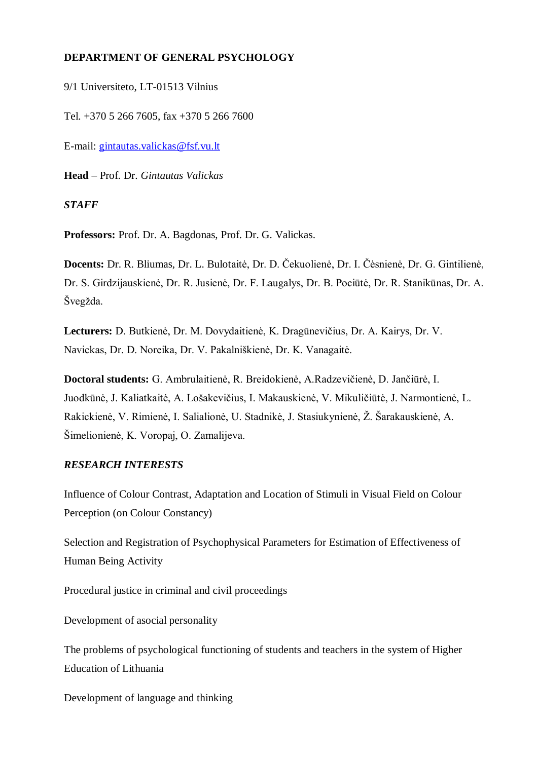**DEPARTMENT OF GENERAL PSYCHOLOGY**

9/1 Universiteto, LT-01513 Vilnius

Tel. +370 5 266 7605, fax +370 5 266 7600

E-mail: gintautas.valickas@fsf.vu.lt

**Head** – Prof. Dr. *Gintautas Valickas*

***STAFF***

**Professors:** Prof. Dr. A. Bagdonas, Prof. Dr. G. Valickas.

**Docents:** Dr. R. Bliumas, Dr. L. Bulotaitė, Dr. D. Čekuolienė, Dr. I. Čėsnienė, Dr. G. Gintilienė, Dr. S. Girdzijauskienė, Dr. R. Jusienė, Dr. F. Laugalys, Dr. B. Pociūtė, Dr. R. Stanikūnas, Dr. A. Švegžda.

**Lecturers:** D. Butkienė, Dr. M. Dovydaitienė, K. Dragūnevičius, Dr. A. Kairys, Dr. V. Navickas, Dr. D. Noreika, Dr. V. Pakalniškienė, Dr. K. Vanagaitė.

**Doctoral students:** G. Ambrulaitienė, R. Breidokienė, A.Radzevičienė, D. Jančiūrė, I. Juodkūnė, J. Kaliatkaitė, A. Lošakevičius, I. Makauskienė, V. Mikuličiūtė, J. Narmontienė, L. Rakickienė, V. Rimienė, I. Salialionė, U. Stadnikė, J. Stasiukynienė, Ž. Šarakauskienė, A. Šimelionienė, K. Voropaj, O. Zamalijeva.

***RESEARCH INTERESTS***

Influence of Colour Contrast, Adaptation and Location of Stimuli in Visual Field on Colour Perception (on Colour Constancy)

Selection and Registration of Psychophysical Parameters for Estimation of Effectiveness of Human Being Activity

Procedural justice in criminal and civil proceedings

Development of asocial personality

The problems of psychological functioning of students and teachers in the system of Higher Education of Lithuania

Development of language and thinking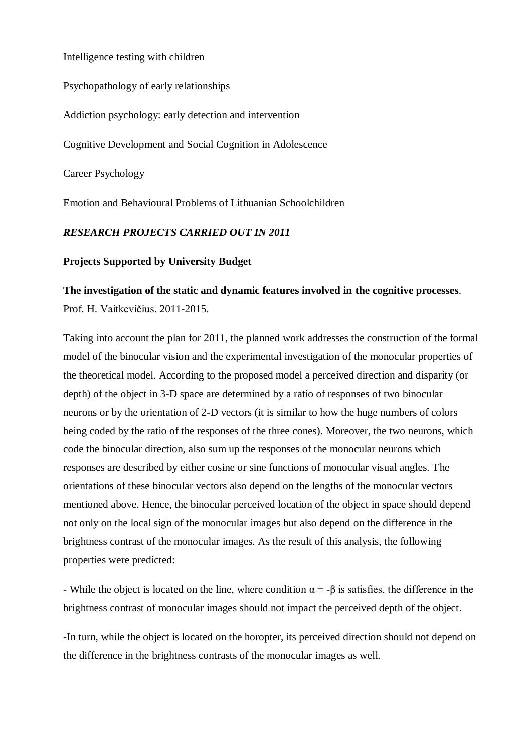Intelligence testing with children

Psychopathology of early relationships

Addiction psychology: early detection and intervention

Cognitive Development and Social Cognition in Adolescence

Career Psychology

Emotion and Behavioural Problems of Lithuanian Schoolchildren

***RESEARCH PROJECTS CARRIED OUT IN 2011***

**Projects Supported by University Budget**

**The investigation of the static and dynamic features involved in the cognitive processes**. Prof. H. Vaitkevičius. 2011-2015.

Taking into account the plan for 2011, the planned work addresses the construction of the formal model of the binocular vision and the experimental investigation of the monocular properties of the theoretical model. According to the proposed model a perceived direction and disparity (or depth) of the object in 3-D space are determined by a ratio of responses of two binocular neurons or by the orientation of 2-D vectors (it is similar to how the huge numbers of colors being coded by the ratio of the responses of the three cones). Moreover, the two neurons, which code the binocular direction, also sum up the responses of the monocular neurons which responses are described by either cosine or sine functions of monocular visual angles. The orientations of these binocular vectors also depend on the lengths of the monocular vectors mentioned above. Hence, the binocular perceived location of the object in space should depend not only on the local sign of the monocular images but also depend on the difference in the brightness contrast of the monocular images. As the result of this analysis, the following properties were predicted:

- While the object is located on the line, where condition $\alpha = -\beta$ is satisfies, the difference in the brightness contrast of monocular images should not impact the perceived depth of the object.

-In turn, while the object is located on the horopter, its perceived direction should not depend on the difference in the brightness contrasts of the monocular images as well.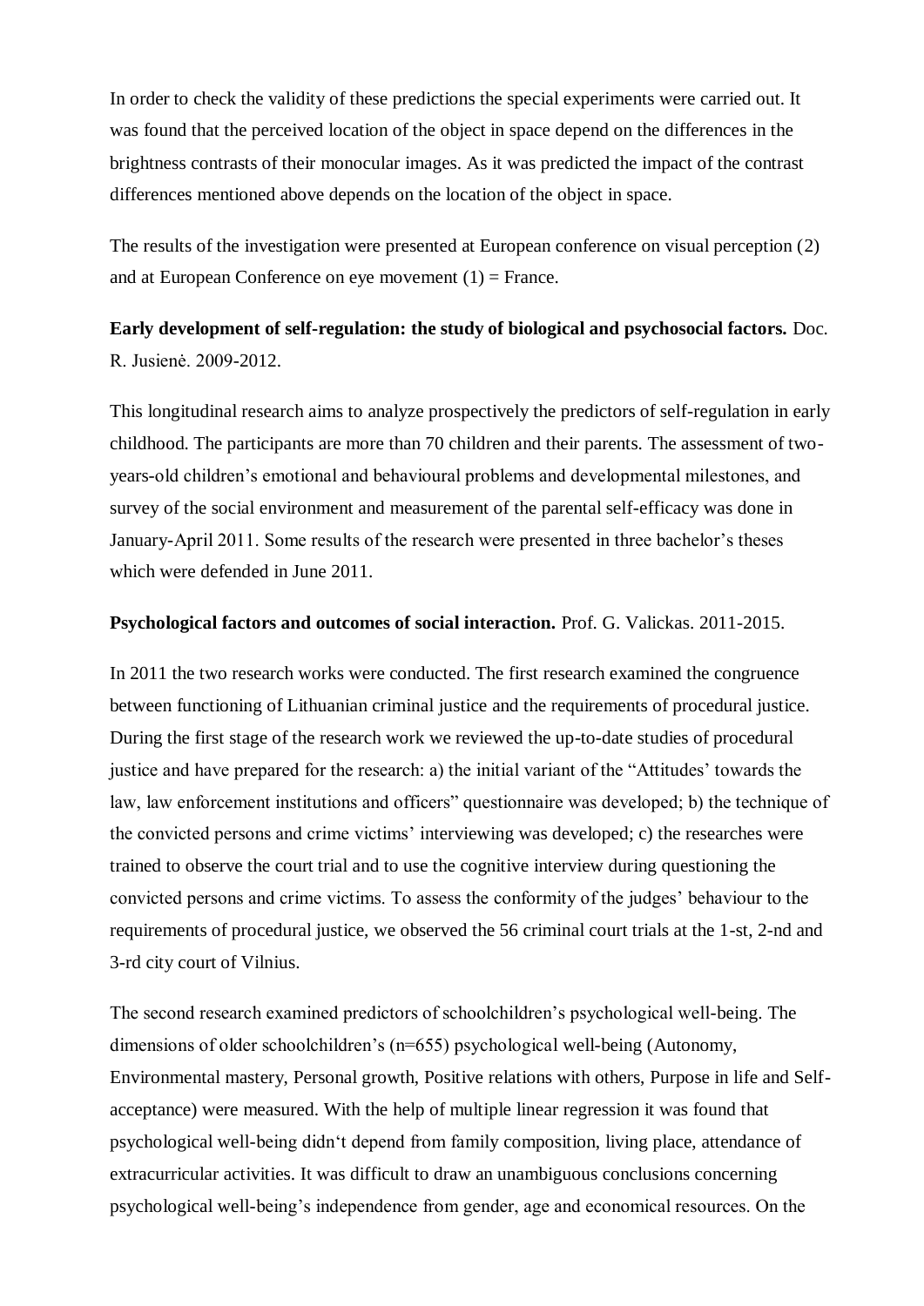In order to check the validity of these predictions the special experiments were carried out. It was found that the perceived location of the object in space depend on the differences in the brightness contrasts of their monocular images. As it was predicted the impact of the contrast differences mentioned above depends on the location of the object in space.

The results of the investigation were presented at European conference on visual perception (2) and at European Conference on eye movement (1) = France.

**Early development of self-regulation: the study of biological and psychosocial factors.** Doc. R. Jusienė. 2009-2012.

This longitudinal research aims to analyze prospectively the predictors of self-regulation in early childhood. The participants are more than 70 children and their parents. The assessment of two-years-old children's emotional and behavioural problems and developmental milestones, and survey of the social environment and measurement of the parental self-efficacy was done in January-April 2011. Some results of the research were presented in three bachelor's theses which were defended in June 2011.

**Psychological factors and outcomes of social interaction.** Prof. G. Valickas. 2011-2015.

In 2011 the two research works were conducted. The first research examined the congruence between functioning of Lithuanian criminal justice and the requirements of procedural justice. During the first stage of the research work we reviewed the up-to-date studies of procedural justice and have prepared for the research: a) the initial variant of the "Attitudes' towards the law, law enforcement institutions and officers" questionnaire was developed; b) the technique of the convicted persons and crime victims' interviewing was developed; c) the researches were trained to observe the court trial and to use the cognitive interview during questioning the convicted persons and crime victims. To assess the conformity of the judges' behaviour to the requirements of procedural justice, we observed the 56 criminal court trials at the 1-st, 2-nd and 3-rd city court of Vilnius.

The second research examined predictors of schoolchildren's psychological well-being. The dimensions of older schoolchildren's (n=655) psychological well-being (Autonomy, Environmental mastery, Personal growth, Positive relations with others, Purpose in life and Self-acceptance) were measured. With the help of multiple linear regression it was found that psychological well-being didn‘t depend from family composition, living place, attendance of extracurricular activities. It was difficult to draw an unambiguous conclusions concerning psychological well-being's independence from gender, age and economical resources. On the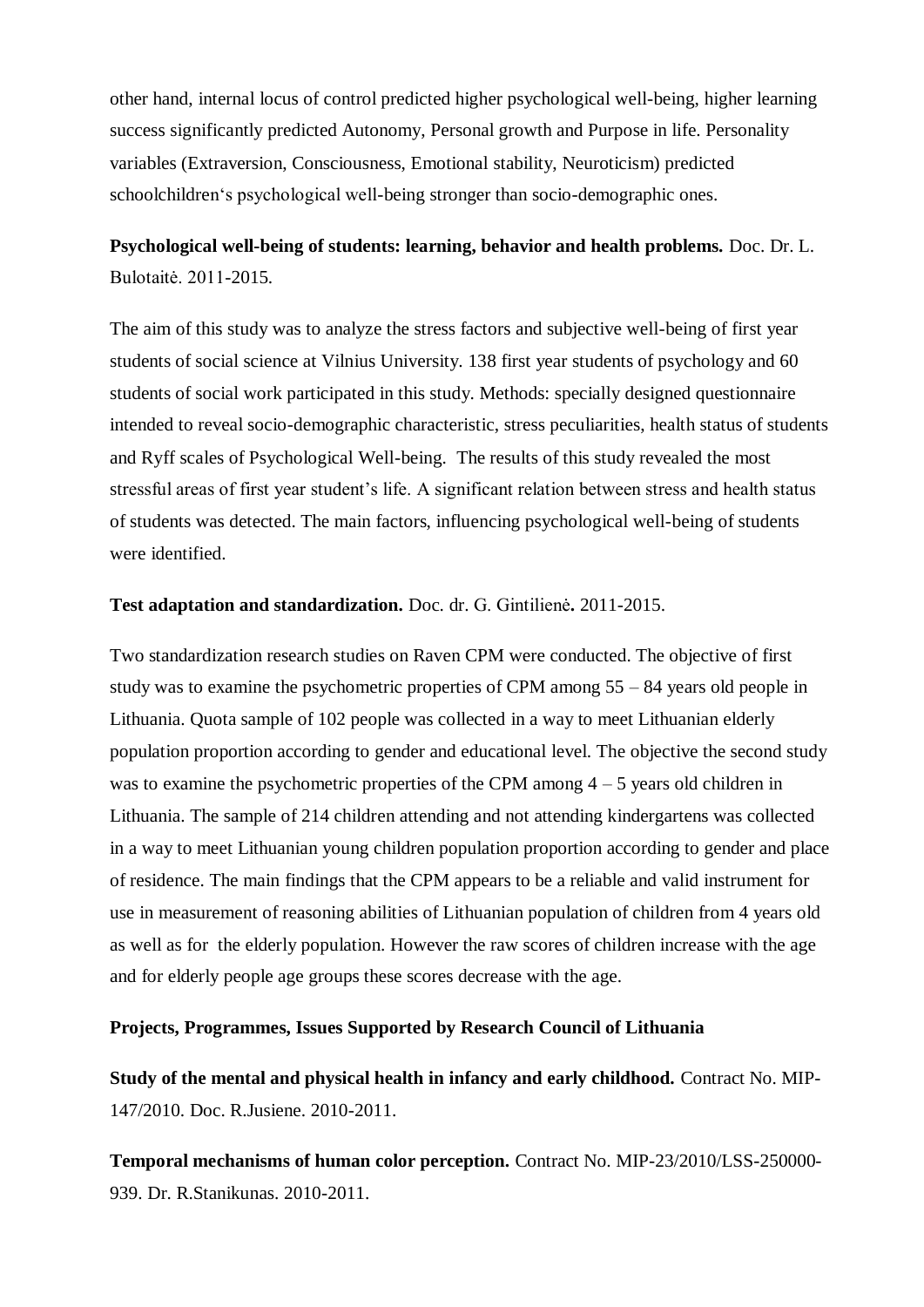other hand, internal locus of control predicted higher psychological well-being, higher learning success significantly predicted Autonomy, Personal growth and Purpose in life. Personality variables (Extraversion, Consciousness, Emotional stability, Neuroticism) predicted schoolchildren‘s psychological well-being stronger than socio-demographic ones.

**Psychological well-being of students: learning, behavior and health problems.** Doc. Dr. L. Bulotaitė. 2011-2015.

The aim of this study was to analyze the stress factors and subjective well-being of first year students of social science at Vilnius University. 138 first year students of psychology and 60 students of social work participated in this study. Methods: specially designed questionnaire intended to reveal socio-demographic characteristic, stress peculiarities, health status of students and Ryff scales of Psychological Well-being. The results of this study revealed the most stressful areas of first year student's life. A significant relation between stress and health status of students was detected. The main factors, influencing psychological well-being of students were identified.

**Test adaptation and standardization.** Doc. dr. G. Gintilienė**.** 2011-2015.

Two standardization research studies on Raven CPM were conducted. The objective of first study was to examine the psychometric properties of CPM among 55 – 84 years old people in Lithuania. Quota sample of 102 people was collected in a way to meet Lithuanian elderly population proportion according to gender and educational level. The objective the second study was to examine the psychometric properties of the CPM among 4 – 5 years old children in Lithuania. The sample of 214 children attending and not attending kindergartens was collected in a way to meet Lithuanian young children population proportion according to gender and place of residence. The main findings that the CPM appears to be a reliable and valid instrument for use in measurement of reasoning abilities of Lithuanian population of children from 4 years old as well as for the elderly population. However the raw scores of children increase with the age and for elderly people age groups these scores decrease with the age.

**Projects, Programmes, Issues Supported by Research Council of Lithuania**

**Study of the mental and physical health in infancy and early childhood.** Contract No. MIP-147/2010. Doc. R.Jusiene. 2010-2011.

**Temporal mechanisms of human color perception.** Contract No. MIP-23/2010/LSS-250000-939. Dr. R.Stanikunas. 2010-2011.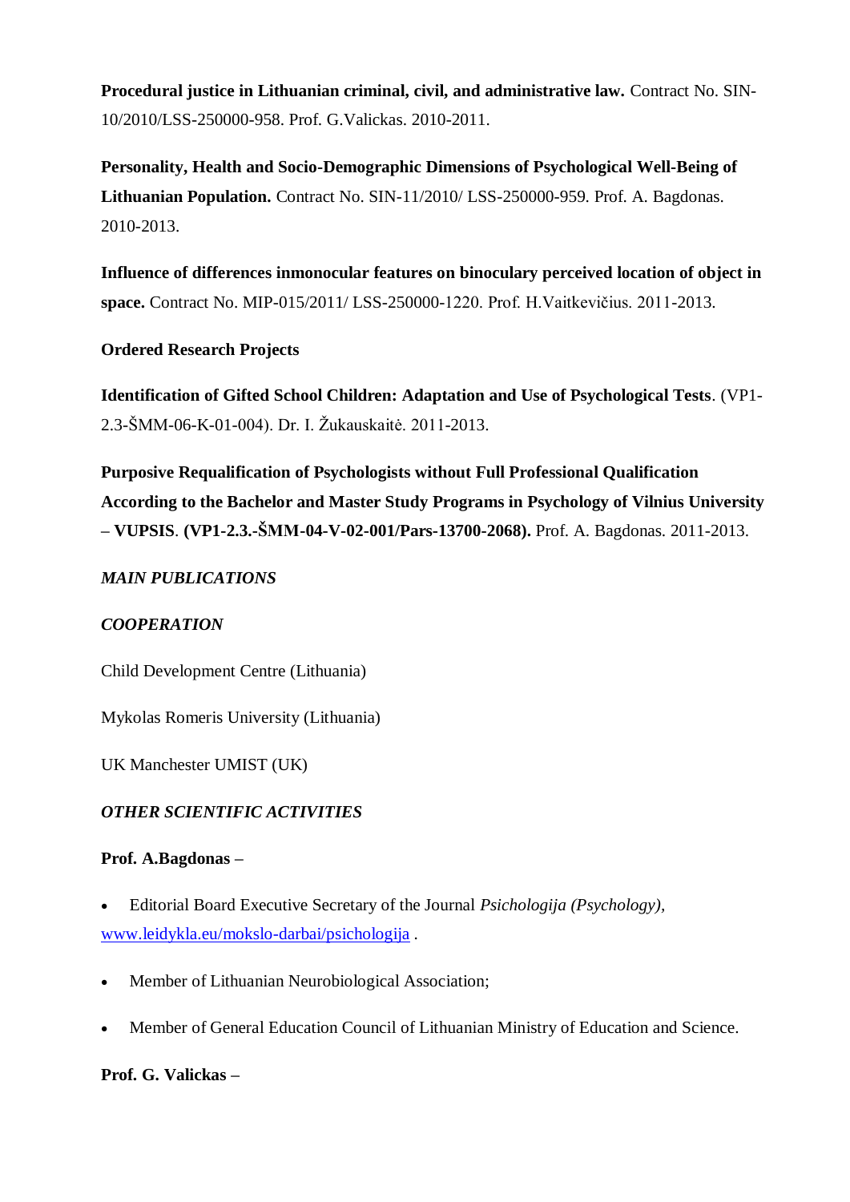**Procedural justice in Lithuanian criminal, civil, and administrative law.** Contract No. SIN-10/2010/LSS-250000-958. Prof. G.Valickas. 2010-2011.

**Personality, Health and Socio-Demographic Dimensions of Psychological Well-Being of Lithuanian Population.** Contract No. SIN-11/2010/ LSS-250000-959. Prof. A. Bagdonas. 2010-2013.

**Influence of differences inmonocular features on binoculary perceived location of object in space.** Contract No. MIP-015/2011/ LSS-250000-1220. Prof. H.Vaitkevičius. 2011-2013.

**Ordered Research Projects**

**Identification of Gifted School Children: Adaptation and Use of Psychological Tests**. (VP1-2.3-ŠMM-06-K-01-004). Dr. I. Žukauskaitė. 2011-2013.

**Purposive Requalification of Psychologists without Full Professional Qualification According to the Bachelor and Master Study Programs in Psychology of Vilnius University – VUPSIS**. **(VP1-2.3.-ŠMM-04-V-02-001/Pars-13700-2068).** Prof. A. Bagdonas. 2011-2013.

***MAIN PUBLICATIONS***

***COOPERATION***

Child Development Centre (Lithuania)

Mykolas Romeris University (Lithuania)

UK Manchester UMIST (UK)

***OTHER SCIENTIFIC ACTIVITIES***

**Prof. A.Bagdonas –**

- Editorial Board Executive Secretary of the Journal *Psichologija (Psychology)*, www.leidykla.eu/mokslo-darbai/psichologija .
- Member of Lithuanian Neurobiological Association;
- Member of General Education Council of Lithuanian Ministry of Education and Science.

**Prof. G. Valickas –**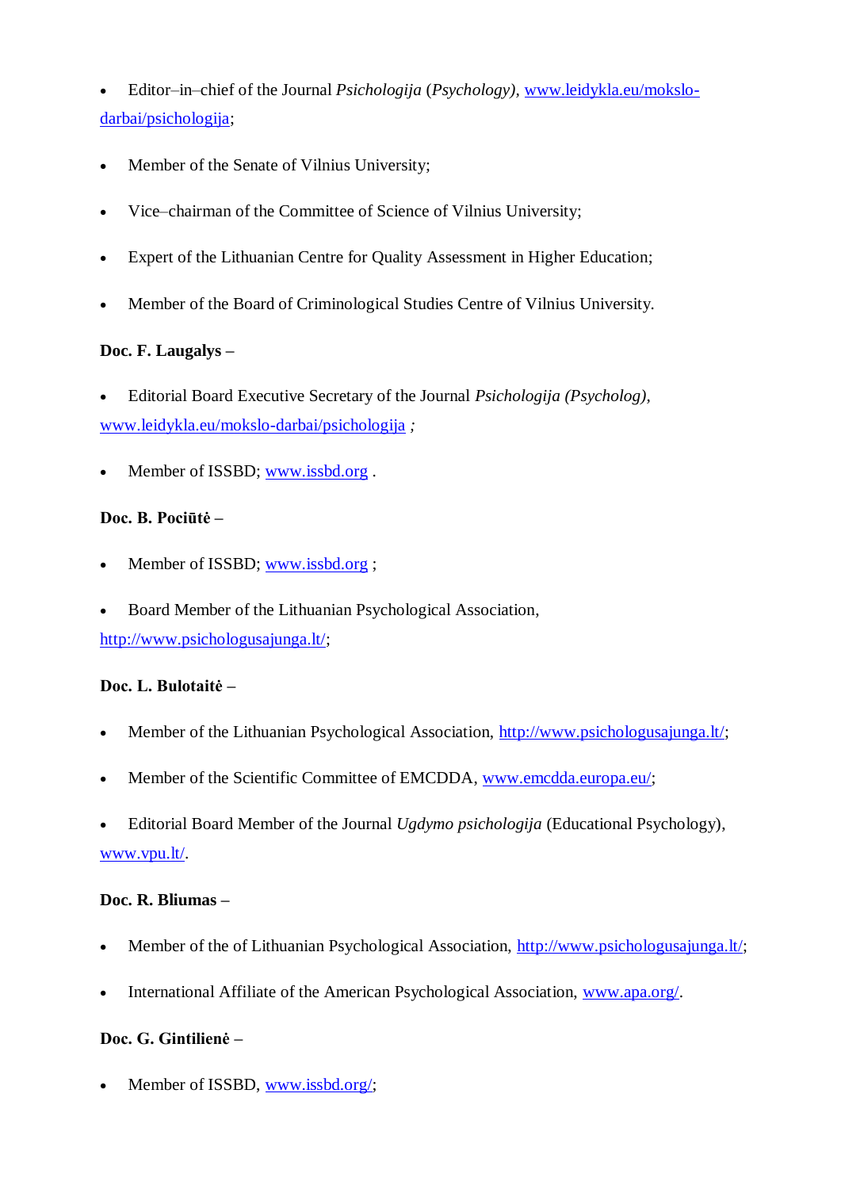- Editor–in–chief of the Journal *Psichologija* (*Psychology*), www.leidykla.eu/mokslo-darbai/psichologija;

- Member of the Senate of Vilnius University;

- Vice–chairman of the Committee of Science of Vilnius University;

- Expert of the Lithuanian Centre for Quality Assessment in Higher Education;

- Member of the Board of Criminological Studies Centre of Vilnius University.

**Doc. F. Laugalys –**

- Editorial Board Executive Secretary of the Journal *Psichologija (Psycholog)*, www.leidykla.eu/mokslo-darbai/psichologija *;*

- Member of ISSBD; www.issbd.org .

**Doc. B. Pociūtė –**

- Member of ISSBD; www.issbd.org ;

- Board Member of the Lithuanian Psychological Association, http://www.psichologusajunga.lt/;

**Doc. L. Bulotaitė –**

- Member of the Lithuanian Psychological Association, http://www.psichologusajunga.lt/;

- Member of the Scientific Committee of EMCDDA, www.emcdda.europa.eu/;

- Editorial Board Member of the Journal *Ugdymo psichologija* (Educational Psychology), www.vpu.lt/.

**Doc. R. Bliumas –**

- Member of the of Lithuanian Psychological Association, http://www.psichologusajunga.lt/;

- International Affiliate of the American Psychological Association, www.apa.org/.

**Doc. G. Gintilienė –**

- Member of ISSBD, www.issbd.org/;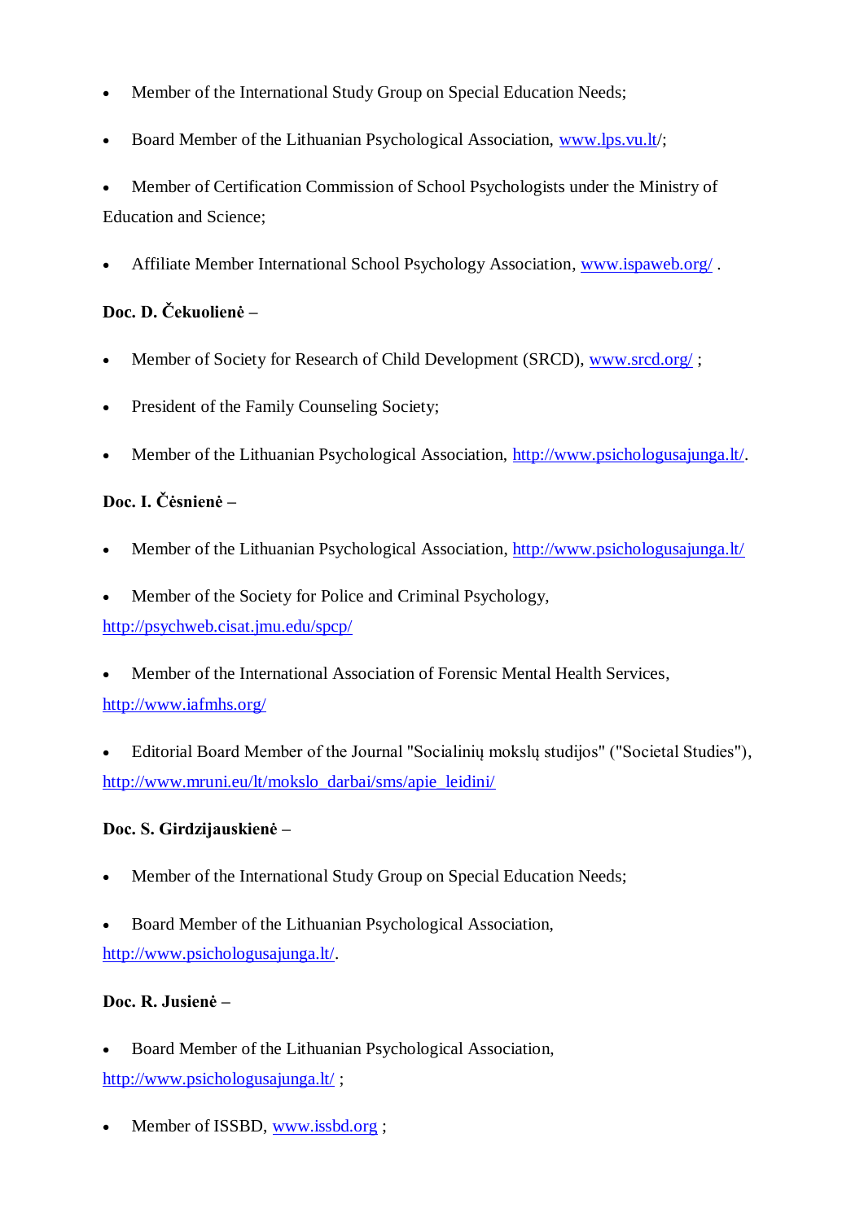- Member of the International Study Group on Special Education Needs;
- Board Member of the Lithuanian Psychological Association, www.lps.vu.lt/;
- Member of Certification Commission of School Psychologists under the Ministry of Education and Science;
- Affiliate Member International School Psychology Association, www.ispaweb.org/ .

**Doc. D. Čekuolienė –**

- Member of Society for Research of Child Development (SRCD), www.srcd.org/ ;
- President of the Family Counseling Society;
- Member of the Lithuanian Psychological Association, http://www.psichologusajunga.lt/.

**Doc. I. Čėsnienė –**

- Member of the Lithuanian Psychological Association, http://www.psichologusajunga.lt/
- Member of the Society for Police and Criminal Psychology, http://psychweb.cisat.jmu.edu/spcp/
- Member of the International Association of Forensic Mental Health Services, http://www.iafmhs.org/
- Editorial Board Member of the Journal "Socialinių mokslų studijos" ("Societal Studies"), http://www.mruni.eu/lt/mokslo_darbai/sms/apie_leidini/

**Doc. S. Girdzijauskienė –**

- Member of the International Study Group on Special Education Needs;
- Board Member of the Lithuanian Psychological Association, http://www.psichologusajunga.lt/.

**Doc. R. Jusienė –**

- Board Member of the Lithuanian Psychological Association, http://www.psichologusajunga.lt/ ;
- Member of ISSBD, www.issbd.org ;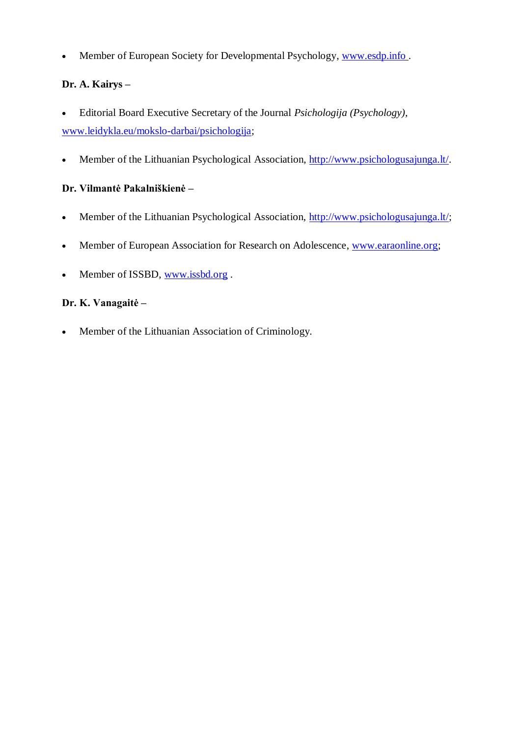- Member of European Society for Developmental Psychology, www.esdp.info .

**Dr. A. Kairys –**

- Editorial Board Executive Secretary of the Journal *Psichologija (Psychology)*, www.leidykla.eu/mokslo-darbai/psichologija;
- Member of the Lithuanian Psychological Association, http://www.psichologusajunga.lt/.

**Dr. Vilmantė Pakalniškienė –**

- Member of the Lithuanian Psychological Association, http://www.psichologusajunga.lt/;
- Member of European Association for Research on Adolescence, www.earaonline.org;
- Member of ISSBD, www.issbd.org .

**Dr. K. Vanagaitė –**

- Member of the Lithuanian Association of Criminology.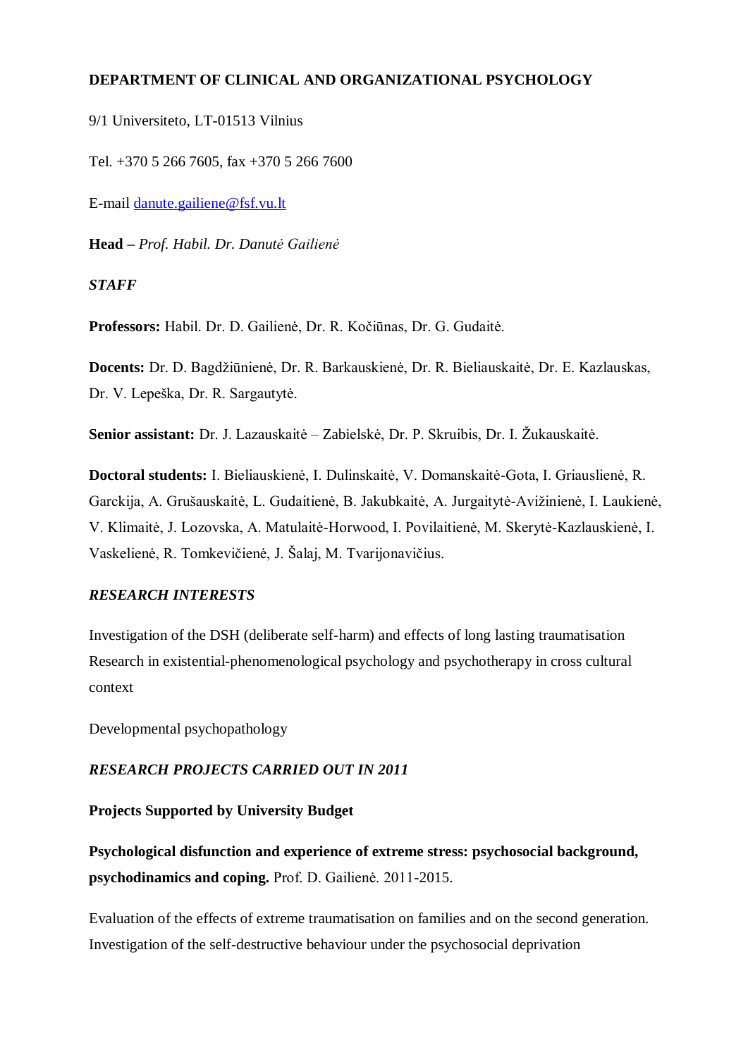**DEPARTMENT OF CLINICAL AND ORGANIZATIONAL PSYCHOLOGY**

9/1 Universiteto, LT-01513 Vilnius

Tel. +370 5 266 7605, fax +370 5 266 7600

E-mail danute.gailiene@fsf.vu.lt

**Head –** *Prof. Habil. Dr. Danutė Gailienė*

***STAFF***

**Professors:** Habil. Dr. D. Gailienė, Dr. R. Kočiūnas, Dr. G. Gudaitė.

**Docents:** Dr. D. Bagdžiūnienė, Dr. R. Barkauskienė, Dr. R. Bieliauskaitė, Dr. E. Kazlauskas, Dr. V. Lepeška, Dr. R. Sargautytė.

**Senior assistant:** Dr. J. Lazauskaitė – Zabielskė, Dr. P. Skruibis, Dr. I. Žukauskaitė.

**Doctoral students:** I. Bieliauskienė, I. Dulinskaitė, V. Domanskaitė-Gota, I. Griauslienė, R. Garckija, A. Grušauskaitė, L. Gudaitienė, B. Jakubkaitė, A. Jurgaitytė-Avižinienė, I. Laukienė, V. Klimaitė, J. Lozovska, A. Matulaitė-Horwood, I. Povilaitienė, M. Skerytė-Kazlauskienė, I. Vaskelienė, R. Tomkevičienė, J. Šalaj, M. Tvarijonavičius.

***RESEARCH INTERESTS***

Investigation of the DSH (deliberate self-harm) and effects of long lasting traumatisation
Research in existential-phenomenological psychology and psychotherapy in cross cultural context

Developmental psychopathology

***RESEARCH PROJECTS CARRIED OUT IN 2011***

**Projects Supported by University Budget**

**Psychological disfunction and experience of extreme stress: psychosocial background, psychodinamics and coping.** Prof. D. Gailienė. 2011-2015.

Evaluation of the effects of extreme traumatisation on families and on the second generation. Investigation of the self-destructive behaviour under the psychosocial deprivation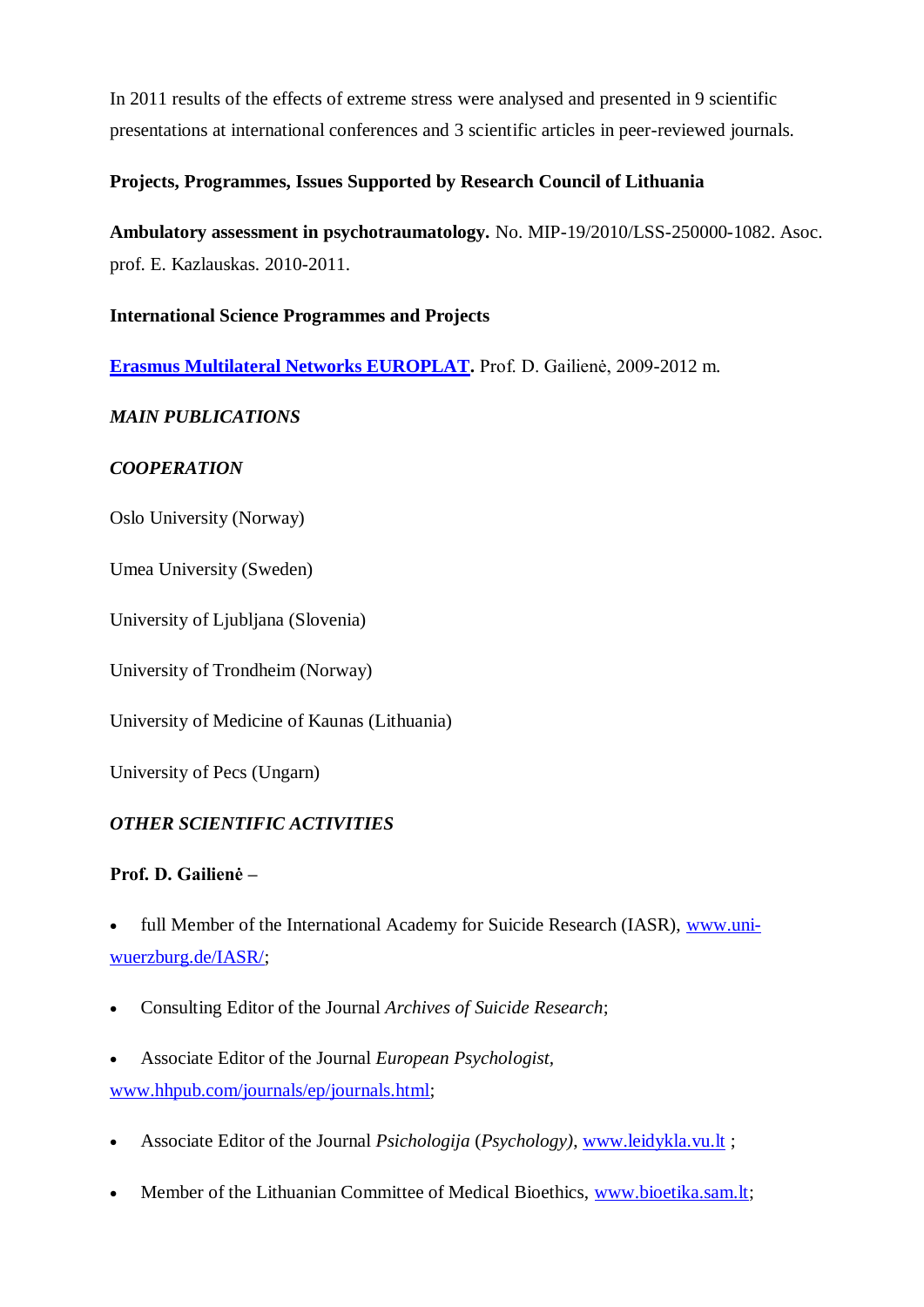In 2011 results of the effects of extreme stress were analysed and presented in 9 scientific presentations at international conferences and 3 scientific articles in peer-reviewed journals.

**Projects, Programmes, Issues Supported by Research Council of Lithuania**

**Ambulatory assessment in psychotraumatology.** No. MIP-19/2010/LSS-250000-1082. Asoc. prof. E. Kazlauskas. 2010-2011.

**International Science Programmes and Projects**

**Erasmus Multilateral Networks EUROPLAT.** Prof. D. Gailienė, 2009-2012 m.

***MAIN PUBLICATIONS***

***COOPERATION***

Oslo University (Norway)

Umea University (Sweden)

University of Ljubljana (Slovenia)

University of Trondheim (Norway)

University of Medicine of Kaunas (Lithuania)

University of Pecs (Ungarn)

***OTHER SCIENTIFIC ACTIVITIES***

**Prof. D. Gailienė –**

- full Member of the International Academy for Suicide Research (IASR), www.uni-wuerzburg.de/IASR/;
- Consulting Editor of the Journal *Archives of Suicide Research*;
- Associate Editor of the Journal *European Psychologist*, www.hhpub.com/journals/ep/journals.html;
- Associate Editor of the Journal *Psichologija* (*Psychology)*, www.leidykla.vu.lt ;
- Member of the Lithuanian Committee of Medical Bioethics, www.bioetika.sam.lt;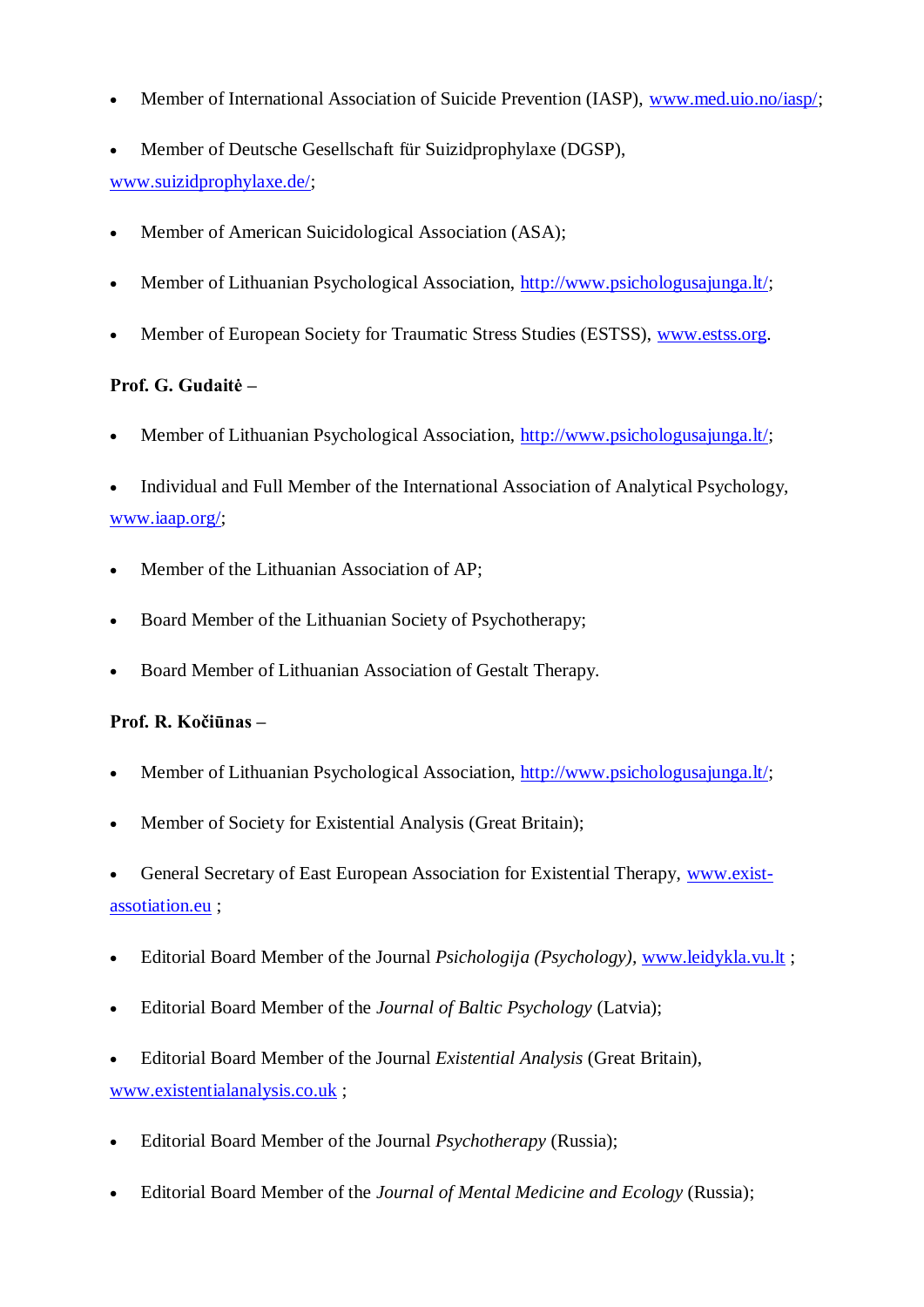- Member of International Association of Suicide Prevention (IASP), www.med.uio.no/iasp/;
- Member of Deutsche Gesellschaft für Suizidprophylaxe (DGSP), www.suizidprophylaxe.de/;
- Member of American Suicidological Association (ASA);
- Member of Lithuanian Psychological Association, http://www.psichologusajunga.lt/;
- Member of European Society for Traumatic Stress Studies (ESTSS), www.estss.org.

**Prof. G. Gudaitė –**

- Member of Lithuanian Psychological Association, http://www.psichologusajunga.lt/;
- Individual and Full Member of the International Association of Analytical Psychology, www.iaap.org/;
- Member of the Lithuanian Association of AP;
- Board Member of the Lithuanian Society of Psychotherapy;
- Board Member of Lithuanian Association of Gestalt Therapy.

**Prof. R. Kočiūnas –**

- Member of Lithuanian Psychological Association, http://www.psichologusajunga.lt/;
- Member of Society for Existential Analysis (Great Britain);
- General Secretary of East European Association for Existential Therapy, www.exist-assotiation.eu ;
- Editorial Board Member of the Journal *Psichologija (Psychology)*, www.leidykla.vu.lt ;
- Editorial Board Member of the *Journal of Baltic Psychology* (Latvia);
- Editorial Board Member of the Journal *Existential Analysis* (Great Britain), www.existentialanalysis.co.uk ;
- Editorial Board Member of the Journal *Psychotherapy* (Russia);
- Editorial Board Member of the *Journal of Mental Medicine and Ecology* (Russia);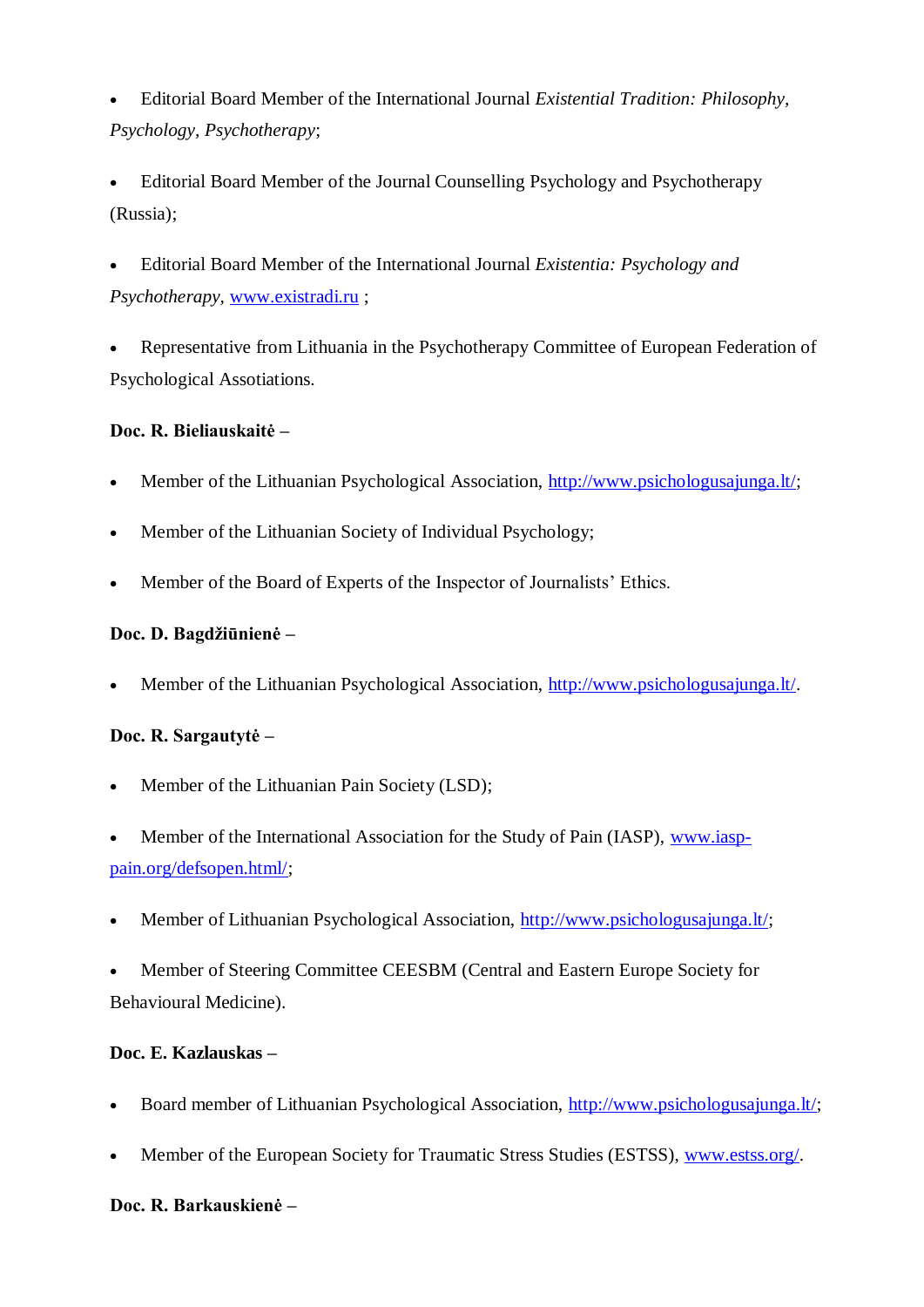- Editorial Board Member of the International Journal *Existential Tradition: Philosophy, Psychology, Psychotherapy*;

- Editorial Board Member of the Journal Counselling Psychology and Psychotherapy (Russia);

- Editorial Board Member of the International Journal *Existentia: Psychology and Psychotherapy*, www.existradi.ru ;

- Representative from Lithuania in the Psychotherapy Committee of European Federation of Psychological Assotiations.

**Doc. R. Bieliauskaitė –**

- Member of the Lithuanian Psychological Association, http://www.psichologusajunga.lt/;
- Member of the Lithuanian Society of Individual Psychology;
- Member of the Board of Experts of the Inspector of Journalists' Ethics.

**Doc. D. Bagdžiūnienė –**

- Member of the Lithuanian Psychological Association, http://www.psichologusajunga.lt/.

**Doc. R. Sargautytė –**

- Member of the Lithuanian Pain Society (LSD);
- Member of the International Association for the Study of Pain (IASP), www.iasp-pain.org/defsopen.html/;
- Member of Lithuanian Psychological Association, http://www.psichologusajunga.lt/;
- Member of Steering Committee CEESBM (Central and Eastern Europe Society for Behavioural Medicine).

**Doc. E. Kazlauskas –**

- Board member of Lithuanian Psychological Association, http://www.psichologusajunga.lt/;
- Member of the European Society for Traumatic Stress Studies (ESTSS), www.estss.org/.

**Doc. R. Barkauskienė –**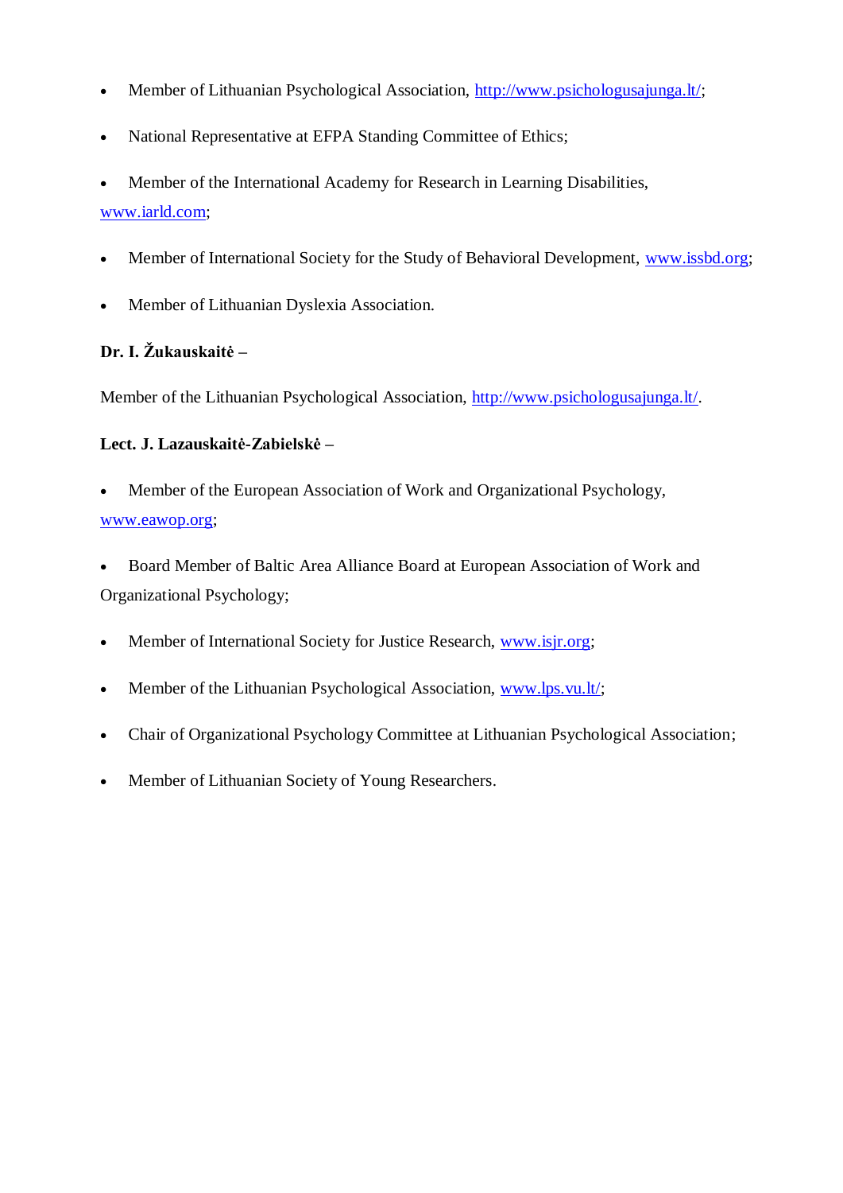- Member of Lithuanian Psychological Association, http://www.psichologusajunga.lt/;
- National Representative at EFPA Standing Committee of Ethics;
- Member of the International Academy for Research in Learning Disabilities, www.iarld.com;
- Member of International Society for the Study of Behavioral Development, www.issbd.org;
- Member of Lithuanian Dyslexia Association.

**Dr. I. Žukauskaitė –**

Member of the Lithuanian Psychological Association, http://www.psichologusajunga.lt/.

**Lect. J. Lazauskaitė-Zabielskė –**

- Member of the European Association of Work and Organizational Psychology, www.eawop.org;
- Board Member of Baltic Area Alliance Board at European Association of Work and Organizational Psychology;
- Member of International Society for Justice Research, www.isjr.org;
- Member of the Lithuanian Psychological Association, www.lps.vu.lt/;
- Chair of Organizational Psychology Committee at Lithuanian Psychological Association;
- Member of Lithuanian Society of Young Researchers.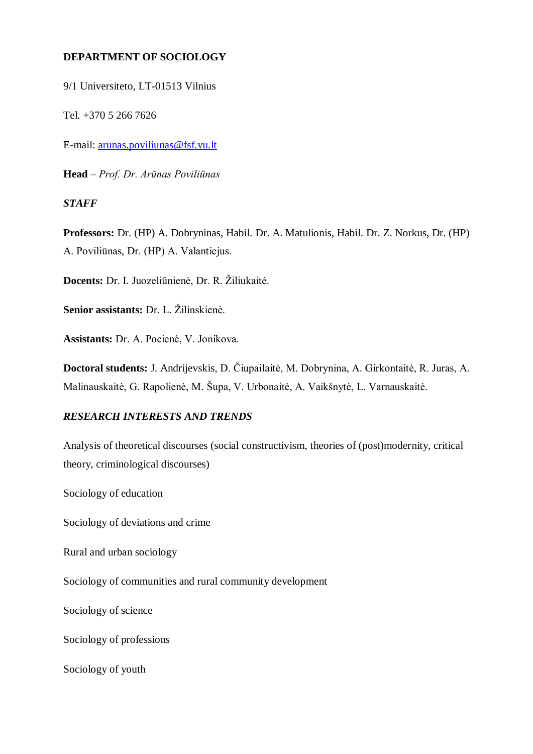**DEPARTMENT OF SOCIOLOGY**

9/1 Universiteto, LT-01513 Vilnius

Tel. +370 5 266 7626

E-mail: arunas.poviliunas@fsf.vu.lt

**Head** – *Prof. Dr. Arūnas Poviliūnas*

***STAFF***

**Professors:** Dr. (HP) A. Dobryninas, Habil. Dr. A. Matulionis, Habil. Dr. Z. Norkus, Dr. (HP) A. Poviliūnas, Dr. (HP) A. Valantiejus.

**Docents:** Dr. I. Juozeliūnienė, Dr. R. Žiliukaitė.

**Senior assistants:** Dr. L. Žilinskienė.

**Assistants:** Dr. A. Pocienė, V. Jonikova.

**Doctoral students:** J. Andrijevskis, D. Čiupailaitė, M. Dobrynina, A. Girkontaitė, R. Juras, A. Malinauskaitė, G. Rapolienė, M. Šupa, V. Urbonaitė, A. Vaikšnytė, L. Varnauskaitė.

***RESEARCH INTERESTS AND TRENDS***

Analysis of theoretical discourses (social constructivism, theories of (post)modernity, critical theory, criminological discourses)

Sociology of education

Sociology of deviations and crime

Rural and urban sociology

Sociology of communities and rural community development

Sociology of science

Sociology of professions

Sociology of youth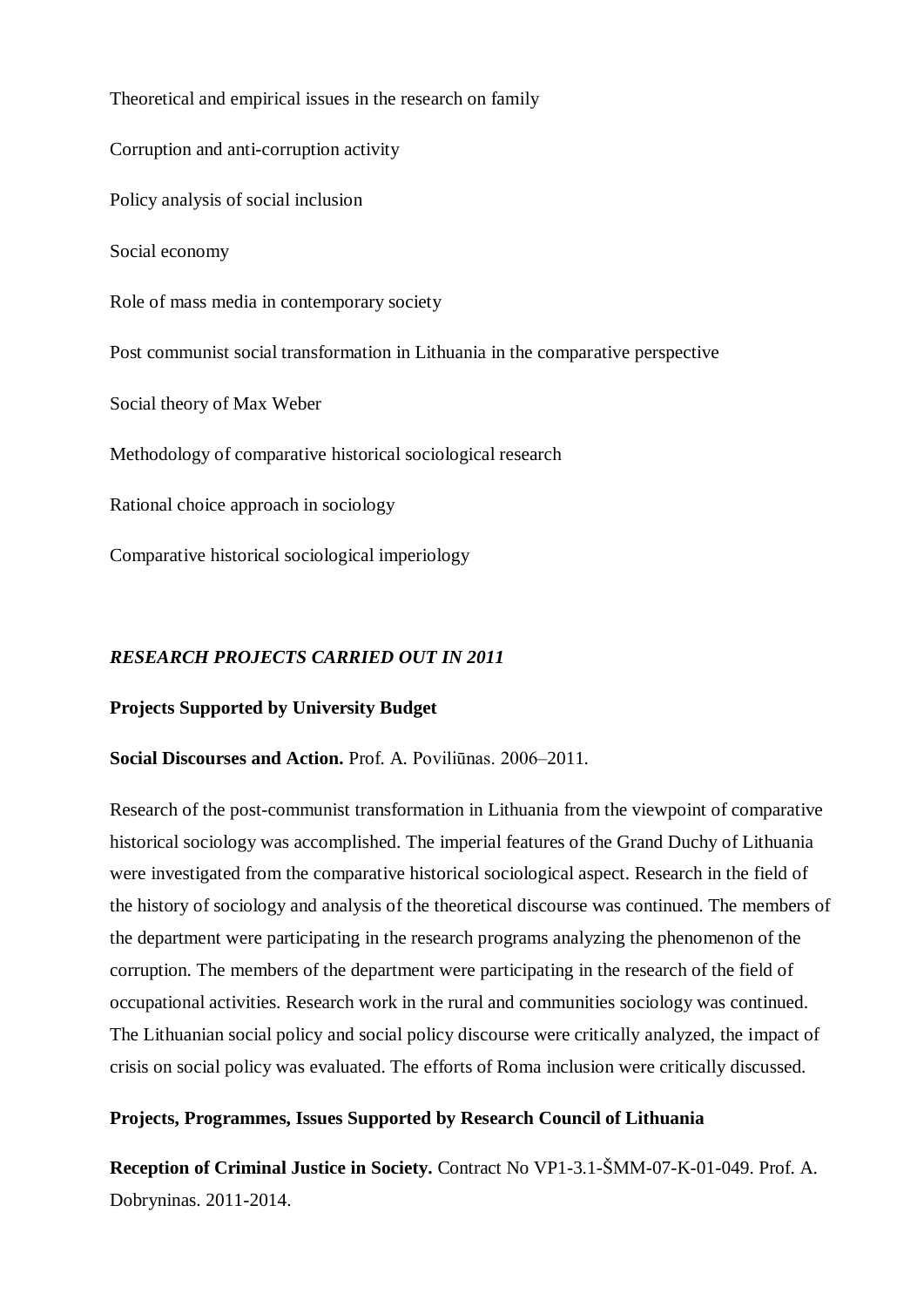Theoretical and empirical issues in the research on family

Corruption and anti-corruption activity

Policy analysis of social inclusion

Social economy

Role of mass media in contemporary society

Post communist social transformation in Lithuania in the comparative perspective

Social theory of Max Weber

Methodology of comparative historical sociological research

Rational choice approach in sociology

Comparative historical sociological imperiology

***RESEARCH PROJECTS CARRIED OUT IN 2011***

**Projects Supported by University Budget**

**Social Discourses and Action.** Prof. A. Poviliūnas. 2006–2011.

Research of the post-communist transformation in Lithuania from the viewpoint of comparative historical sociology was accomplished. The imperial features of the Grand Duchy of Lithuania were investigated from the comparative historical sociological aspect. Research in the field of the history of sociology and analysis of the theoretical discourse was continued. The members of the department were participating in the research programs analyzing the phenomenon of the corruption. The members of the department were participating in the research of the field of occupational activities. Research work in the rural and communities sociology was continued. The Lithuanian social policy and social policy discourse were critically analyzed, the impact of crisis on social policy was evaluated. The efforts of Roma inclusion were critically discussed.

**Projects, Programmes, Issues Supported by Research Council of Lithuania**

**Reception of Criminal Justice in Society.** Contract No VP1-3.1-ŠMM-07-K-01-049. Prof. A. Dobryninas. 2011-2014.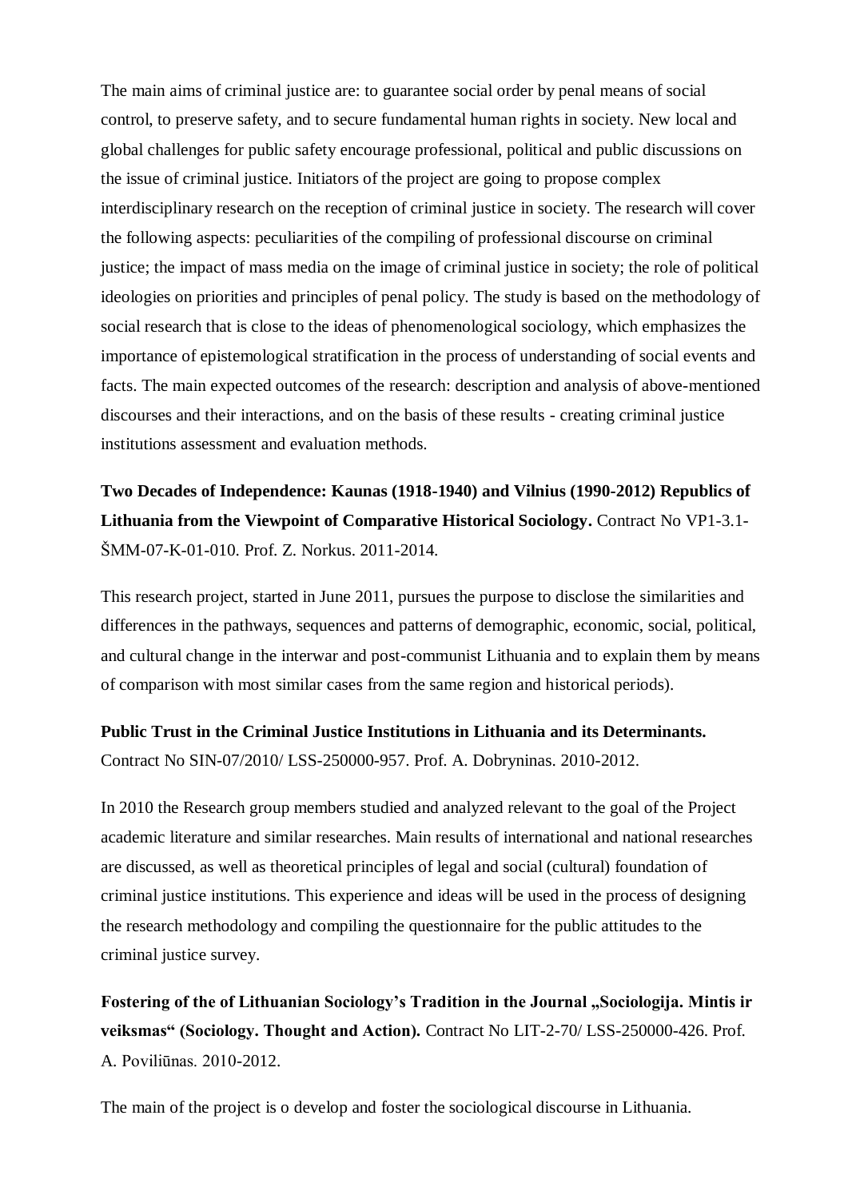The main aims of criminal justice are: to guarantee social order by penal means of social control, to preserve safety, and to secure fundamental human rights in society. New local and global challenges for public safety encourage professional, political and public discussions on the issue of criminal justice. Initiators of the project are going to propose complex interdisciplinary research on the reception of criminal justice in society. The research will cover the following aspects: peculiarities of the compiling of professional discourse on criminal justice; the impact of mass media on the image of criminal justice in society; the role of political ideologies on priorities and principles of penal policy. The study is based on the methodology of social research that is close to the ideas of phenomenological sociology, which emphasizes the importance of epistemological stratification in the process of understanding of social events and facts. The main expected outcomes of the research: description and analysis of above-mentioned discourses and their interactions, and on the basis of these results - creating criminal justice institutions assessment and evaluation methods.

**Two Decades of Independence: Kaunas (1918-1940) and Vilnius (1990-2012) Republics of Lithuania from the Viewpoint of Comparative Historical Sociology.** Contract No VP1-3.1-ŠMM-07-K-01-010. Prof. Z. Norkus. 2011-2014.

This research project, started in June 2011, pursues the purpose to disclose the similarities and differences in the pathways, sequences and patterns of demographic, economic, social, political, and cultural change in the interwar and post-communist Lithuania and to explain them by means of comparison with most similar cases from the same region and historical periods).

**Public Trust in the Criminal Justice Institutions in Lithuania and its Determinants.** Contract No SIN-07/2010/ LSS-250000-957. Prof. A. Dobryninas. 2010-2012.

In 2010 the Research group members studied and analyzed relevant to the goal of the Project academic literature and similar researches. Main results of international and national researches are discussed, as well as theoretical principles of legal and social (cultural) foundation of criminal justice institutions. This experience and ideas will be used in the process of designing the research methodology and compiling the questionnaire for the public attitudes to the criminal justice survey.

**Fostering of the of Lithuanian Sociology's Tradition in the Journal „Sociologija. Mintis ir veiksmas" (Sociology. Thought and Action).** Contract No LIT-2-70/ LSS-250000-426. Prof. A. Poviliūnas. 2010-2012.

The main of the project is o develop and foster the sociological discourse in Lithuania.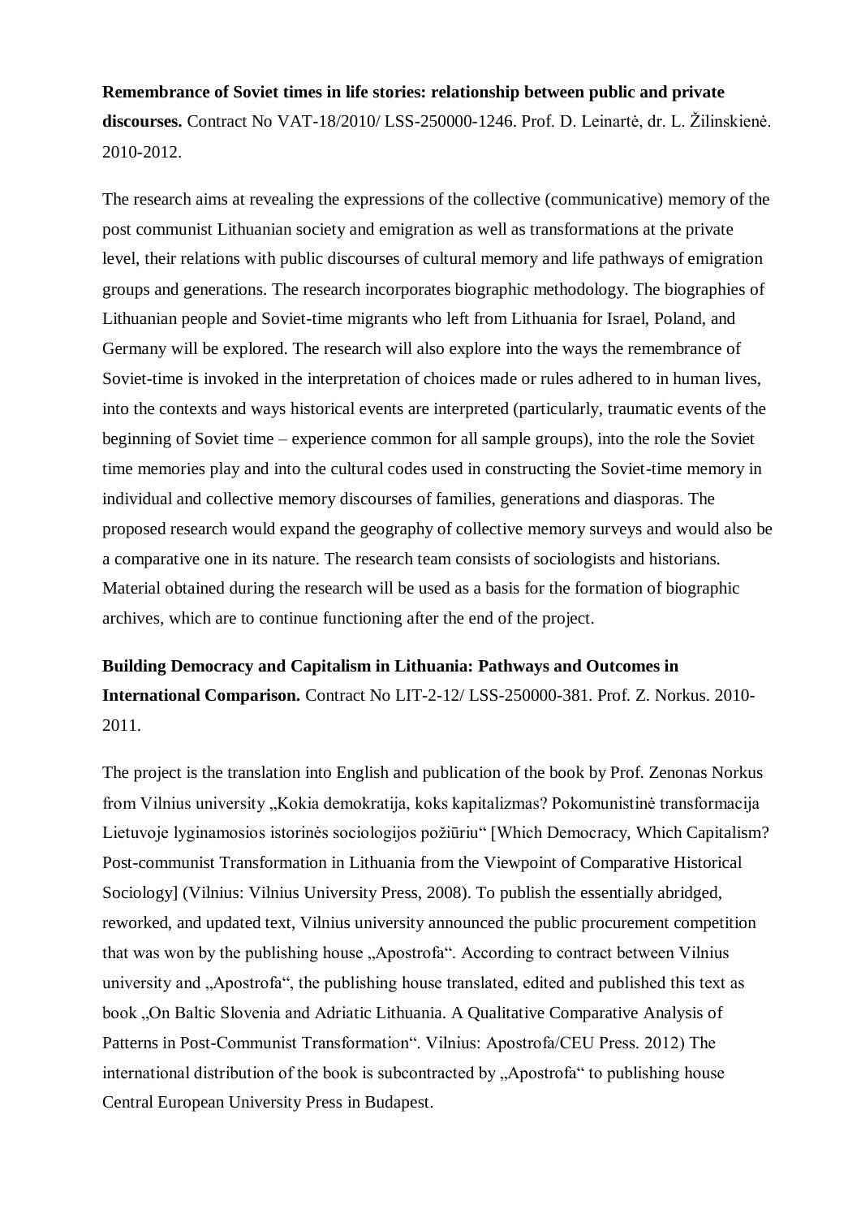**Remembrance of Soviet times in life stories: relationship between public and private discourses.** Contract No VAT-18/2010/ LSS-250000-1246. Prof. D. Leinartė, dr. L. Žilinskienė. 2010-2012.

The research aims at revealing the expressions of the collective (communicative) memory of the post communist Lithuanian society and emigration as well as transformations at the private level, their relations with public discourses of cultural memory and life pathways of emigration groups and generations. The research incorporates biographic methodology. The biographies of Lithuanian people and Soviet-time migrants who left from Lithuania for Israel, Poland, and Germany will be explored. The research will also explore into the ways the remembrance of Soviet-time is invoked in the interpretation of choices made or rules adhered to in human lives, into the contexts and ways historical events are interpreted (particularly, traumatic events of the beginning of Soviet time – experience common for all sample groups), into the role the Soviet time memories play and into the cultural codes used in constructing the Soviet-time memory in individual and collective memory discourses of families, generations and diasporas. The proposed research would expand the geography of collective memory surveys and would also be a comparative one in its nature. The research team consists of sociologists and historians. Material obtained during the research will be used as a basis for the formation of biographic archives, which are to continue functioning after the end of the project.

**Building Democracy and Capitalism in Lithuania: Pathways and Outcomes in International Comparison.** Contract No LIT-2-12/ LSS-250000-381. Prof. Z. Norkus. 2010-2011.

The project is the translation into English and publication of the book by Prof. Zenonas Norkus from Vilnius university „Kokia demokratija, koks kapitalizmas? Pokomunistinė transformacija Lietuvoje lyginamosios istorinės sociologijos požiūriu“ [Which Democracy, Which Capitalism? Post-communist Transformation in Lithuania from the Viewpoint of Comparative Historical Sociology] (Vilnius: Vilnius University Press, 2008). To publish the essentially abridged, reworked, and updated text, Vilnius university announced the public procurement competition that was won by the publishing house „Apostrofa“. According to contract between Vilnius university and „Apostrofa“, the publishing house translated, edited and published this text as book „On Baltic Slovenia and Adriatic Lithuania. A Qualitative Comparative Analysis of Patterns in Post-Communist Transformation“. Vilnius: Apostrofa/CEU Press. 2012) The international distribution of the book is subcontracted by „Apostrofa“ to publishing house Central European University Press in Budapest.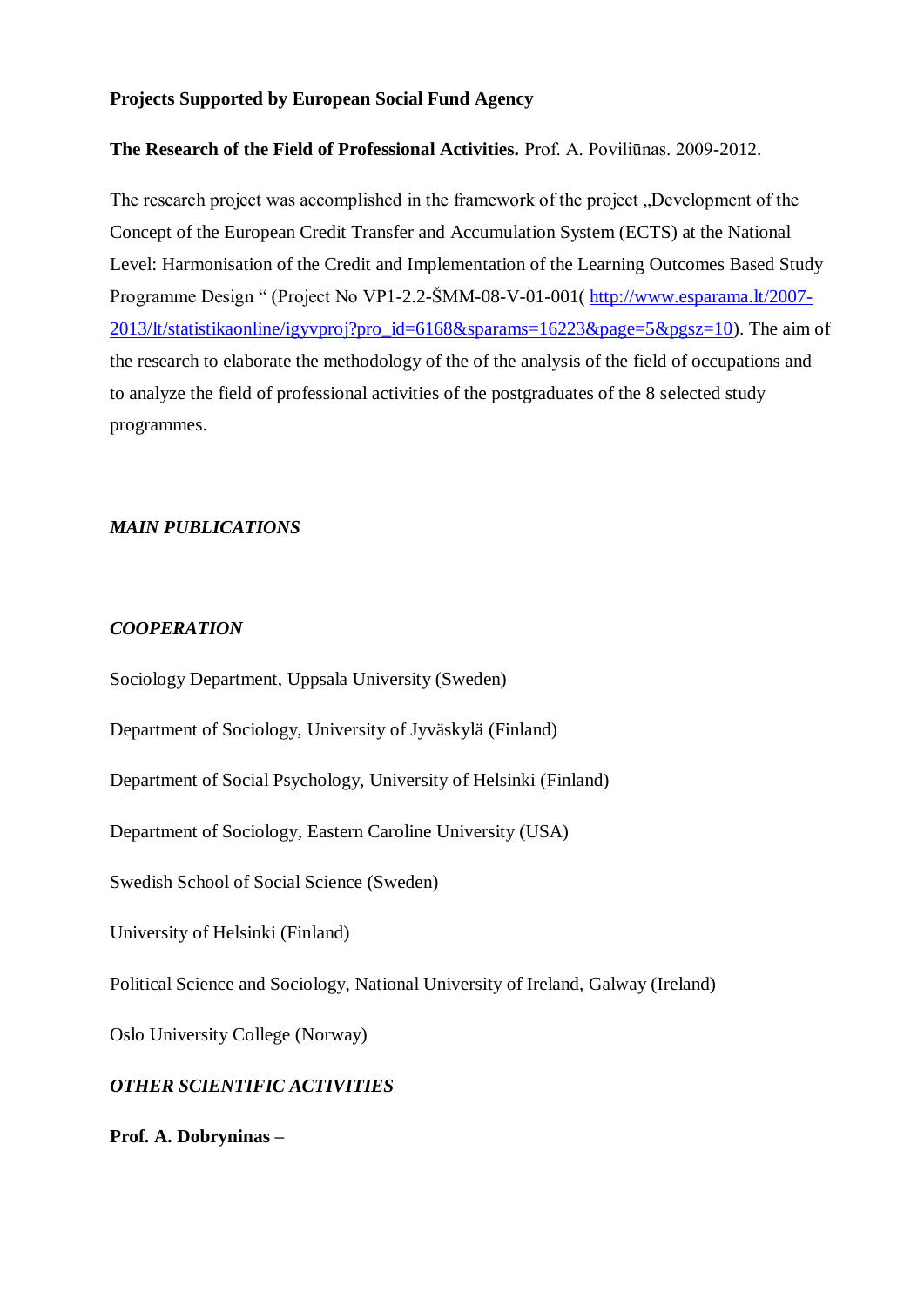**Projects Supported by European Social Fund Agency**

**The Research of the Field of Professional Activities.** Prof. A. Poviliūnas. 2009-2012.

The research project was accomplished in the framework of the project „Development of the Concept of the European Credit Transfer and Accumulation System (ECTS) at the National Level: Harmonisation of the Credit and Implementation of the Learning Outcomes Based Study Programme Design " (Project No VP1-2.2-ŠMM-08-V-01-001( http://www.esparama.lt/2007-2013/lt/statistikaonline/igyvproj?pro_id=6168&sparams=16223&page=5&pgsz=10). The aim of the research to elaborate the methodology of the of the analysis of the field of occupations and to analyze the field of professional activities of the postgraduates of the 8 selected study programmes.

***MAIN PUBLICATIONS***

***COOPERATION***

Sociology Department, Uppsala University (Sweden)

Department of Sociology, University of Jyväskylä (Finland)

Department of Social Psychology, University of Helsinki (Finland)

Department of Sociology, Eastern Caroline University (USA)

Swedish School of Social Science (Sweden)

University of Helsinki (Finland)

Political Science and Sociology, National University of Ireland, Galway (Ireland)

Oslo University College (Norway)

***OTHER SCIENTIFIC ACTIVITIES***

**Prof. A. Dobryninas –**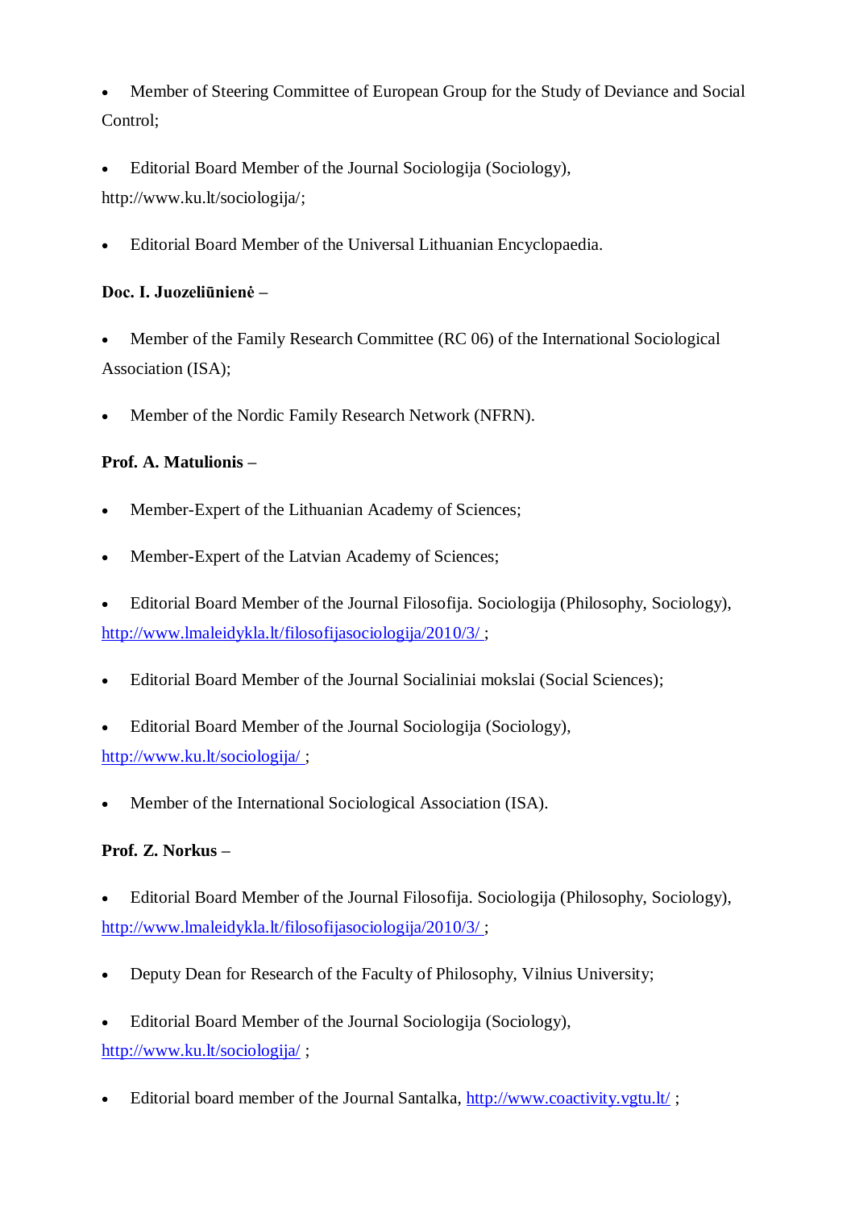- Member of Steering Committee of European Group for the Study of Deviance and Social Control;
- Editorial Board Member of the Journal Sociologija (Sociology), http://www.ku.lt/sociologija/;
- Editorial Board Member of the Universal Lithuanian Encyclopaedia.

**Doc. I. Juozeliūnienė –**

- Member of the Family Research Committee (RC 06) of the International Sociological Association (ISA);
- Member of the Nordic Family Research Network (NFRN).

**Prof. A. Matulionis –**

- Member-Expert of the Lithuanian Academy of Sciences;
- Member-Expert of the Latvian Academy of Sciences;
- Editorial Board Member of the Journal Filosofija. Sociologija (Philosophy, Sociology), http://www.lmaleidykla.lt/filosofijasociologija/2010/3/ ;
- Editorial Board Member of the Journal Socialiniai mokslai (Social Sciences);
- Editorial Board Member of the Journal Sociologija (Sociology), http://www.ku.lt/sociologija/ ;
- Member of the International Sociological Association (ISA).

**Prof. Z. Norkus –**

- Editorial Board Member of the Journal Filosofija. Sociologija (Philosophy, Sociology), http://www.lmaleidykla.lt/filosofijasociologija/2010/3/ ;
- Deputy Dean for Research of the Faculty of Philosophy, Vilnius University;
- Editorial Board Member of the Journal Sociologija (Sociology), http://www.ku.lt/sociologija/ ;
- Editorial board member of the Journal Santalka, http://www.coactivity.vgtu.lt/ ;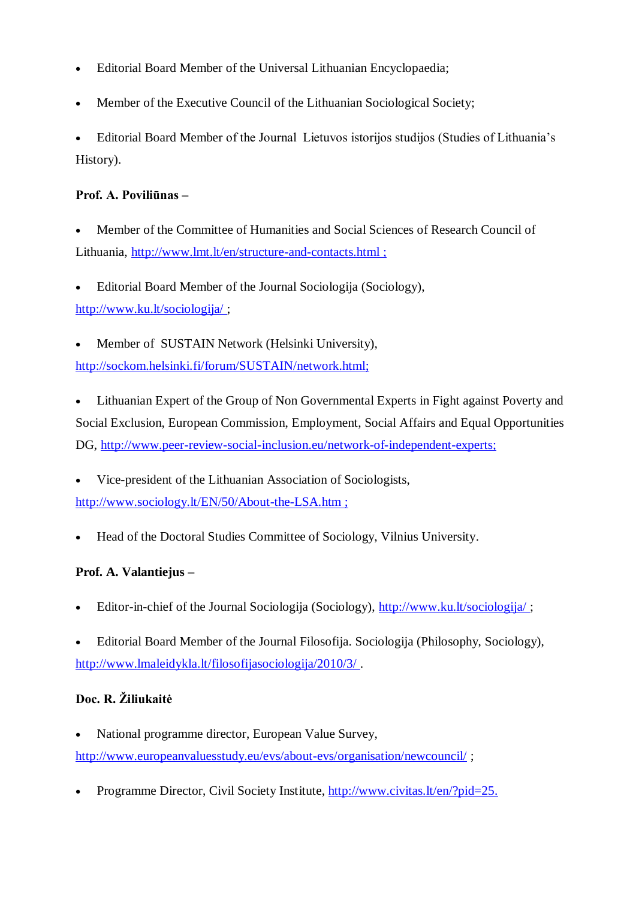- Editorial Board Member of the Universal Lithuanian Encyclopaedia;
- Member of the Executive Council of the Lithuanian Sociological Society;
- Editorial Board Member of the Journal Lietuvos istorijos studijos (Studies of Lithuania's History).

**Prof. A. Poviliūnas –**

- Member of the Committee of Humanities and Social Sciences of Research Council of Lithuania, http://www.lmt.lt/en/structure-and-contacts.html ;
- Editorial Board Member of the Journal Sociologija (Sociology), http://www.ku.lt/sociologija/ ;
- Member of SUSTAIN Network (Helsinki University), http://sockom.helsinki.fi/forum/SUSTAIN/network.html;
- Lithuanian Expert of the Group of Non Governmental Experts in Fight against Poverty and Social Exclusion, European Commission, Employment, Social Affairs and Equal Opportunities DG, http://www.peer-review-social-inclusion.eu/network-of-independent-experts;
- Vice-president of the Lithuanian Association of Sociologists, http://www.sociology.lt/EN/50/About-the-LSA.htm ;
- Head of the Doctoral Studies Committee of Sociology, Vilnius University.

**Prof. A. Valantiejus –**

- Editor-in-chief of the Journal Sociologija (Sociology), http://www.ku.lt/sociologija/ ;
- Editorial Board Member of the Journal Filosofija. Sociologija (Philosophy, Sociology), http://www.lmaleidykla.lt/filosofijasociologija/2010/3/ .

**Doc. R. Žiliukaitė**

- National programme director, European Value Survey, http://www.europeanvaluesstudy.eu/evs/about-evs/organisation/newcouncil/ ;
- Programme Director, Civil Society Institute, http://www.civitas.lt/en/?pid=25.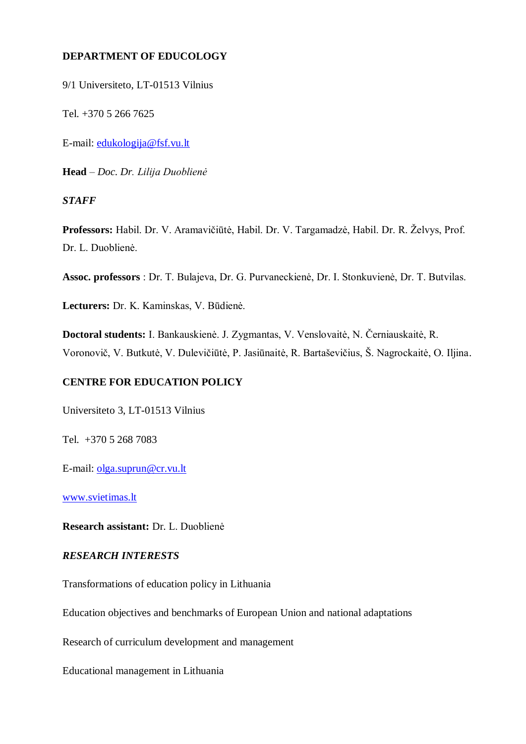## DEPARTMENT OF EDUCOLOGY

9/1 Universiteto, LT-01513 Vilnius

Tel. +370 5 266 7625

E-mail: edukologija@fsf.vu.lt

**Head** – *Doc. Dr. Lilija Duobliene*

### *STAFF*

**Professors:** Habil. Dr. V. Aramavičiūtė, Habil. Dr. V. Targamadzė, Habil. Dr. R. Želvys, Prof. Dr. L. Duoblienė.

**Assoc. professors** : Dr. T. Bulajeva, Dr. G. Purvaneckienė, Dr. I. Stonkuvienė, Dr. T. Butvilas.

**Lecturers:** Dr. K. Kaminskas, V. Būdienė.

**Doctoral students:** I. Bankauskienė. J. Zygmantas, V. Venslovaitė, N. Černiauskaitė, R. Voronovič, V. Butkutė, V. Dulevičiūtė, P. Jasiūnaitė, R. Bartaševičius, Š. Nagrockaitė, O. Iljina.

## CENTRE FOR EDUCATION POLICY

Universiteto 3, LT-01513 Vilnius

Tel. +370 5 268 7083

E-mail: olga.suprun@cr.vu.lt

www.svietimas.lt

**Research assistant:** Dr. L. Duoblienė

### *RESEARCH INTERESTS*

Transformations of education policy in Lithuania

Education objectives and benchmarks of European Union and national adaptations

Research of curriculum development and management

Educational management in Lithuania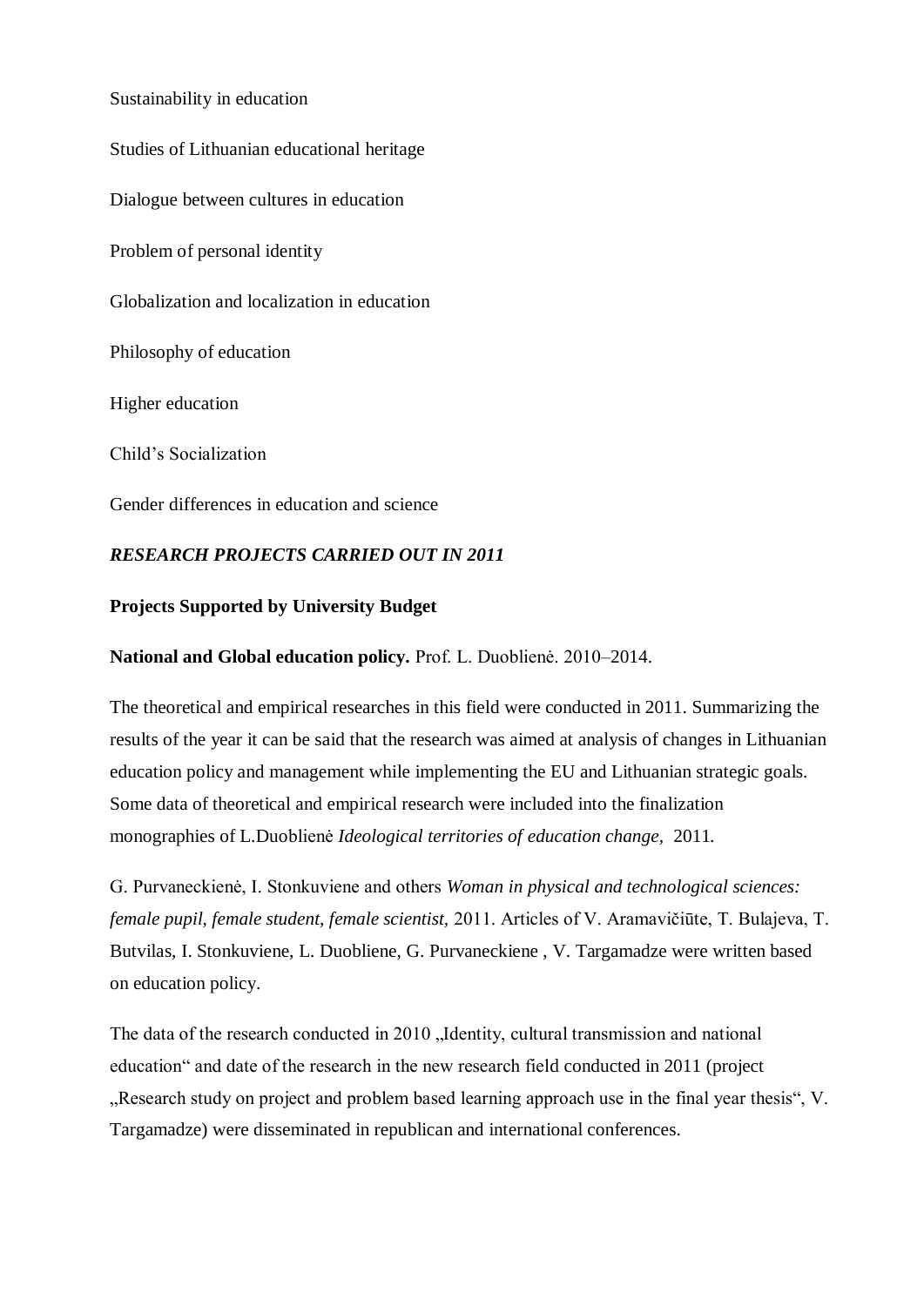Sustainability in education

Studies of Lithuanian educational heritage

Dialogue between cultures in education

Problem of personal identity

Globalization and localization in education

Philosophy of education

Higher education

Child's Socialization

Gender differences in education and science

***RESEARCH PROJECTS CARRIED OUT IN 2011***

**Projects Supported by University Budget**

**National and Global education policy.** Prof. L. Duoblienė. 2010–2014.

The theoretical and empirical researches in this field were conducted in 2011. Summarizing the results of the year it can be said that the research was aimed at analysis of changes in Lithuanian education policy and management while implementing the EU and Lithuanian strategic goals. Some data of theoretical and empirical research were included into the finalization monographies of L.Duoblienė *Ideological territories of education change,* 2011.

G. Purvaneckienė, I. Stonkuviene and others *Woman in physical and technological sciences: female pupil, female student, female scientist,* 2011. Articles of V. Aramavičiūte, T. Bulajeva, T. Butvilas, I. Stonkuviene, L. Duobliene, G. Purvaneckiene , V. Targamadze were written based on education policy.

The data of the research conducted in 2010 „Identity, cultural transmission and national education" and date of the research in the new research field conducted in 2011 (project „Research study on project and problem based learning approach use in the final year thesis", V. Targamadze) were disseminated in republican and international conferences.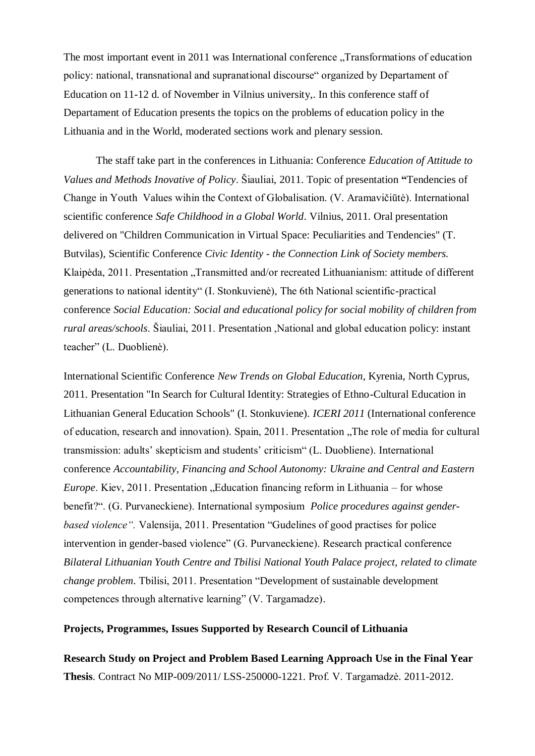The most important event in 2011 was International conference „Transformations of education policy: national, transnational and supranational discourse“ organized by Departament of Education on 11-12 d. of November in Vilnius university,. In this conference staff of Departament of Education presents the topics on the problems of education policy in the Lithuania and in the World, moderated sections work and plenary session.

The staff take part in the conferences in Lithuania: Conference *Education of Attitude to Values and Methods Inovative of Policy*. Šiauliai, 2011. Topic of presentation **"**Tendencies of Change in Youth Values wihin the Context of Globalisation. (V. Aramavičiūtė). International scientific conference *Safe Childhood in a Global World*. Vilnius, 2011. Oral presentation delivered on "Children Communication in Virtual Space: Peculiarities and Tendencies" (T. Butvilas), Scientific Conference *Civic Identity - the Connection Link of Society members.* Klaipėda, 2011. Presentation „Transmitted and/or recreated Lithuanianism: attitude of different generations to national identity“ (I. Stonkuvienė), The 6th National scientific-practical conference *Social Education: Social and educational policy for social mobility of children from rural areas/schools*. Šiauliai, 2011. Presentation ‚National and global education policy: instant teacher” (L. Duoblienė).

International Scientific Conference *New Trends on Global Education*, Kyrenia, North Cyprus, 2011. Presentation "In Search for Cultural Identity: Strategies of Ethno-Cultural Education in Lithuanian General Education Schools" (I. Stonkuviene). *ICERI 2011* (International conference of education, research and innovation). Spain, 2011. Presentation „The role of media for cultural transmission: adults' skepticism and students' criticism“ (L. Duobliene). International conference *Accountability, Financing and School Autonomy: Ukraine and Central and Eastern Europe*. Kiev, 2011. Presentation „Education financing reform in Lithuania – for whose benefit?“. (G. Purvaneckiene). International symposium *Police procedures against gender-based violence“.* Valensija, 2011. Presentation "Gudelines of good practises for police intervention in gender-based violence" (G. Purvaneckiene). Research practical conference *Bilateral Lithuanian Youth Centre and Tbilisi National Youth Palace project, related to climate change problem*. Tbilisi, 2011. Presentation "Development of sustainable development competences through alternative learning" (V. Targamadze).

**Projects, Programmes, Issues Supported by Research Council of Lithuania**

**Research Study on Project and Problem Based Learning Approach Use in the Final Year Thesis**. Contract No MIP-009/2011/ LSS-250000-1221. Prof. V. Targamadzė. 2011-2012.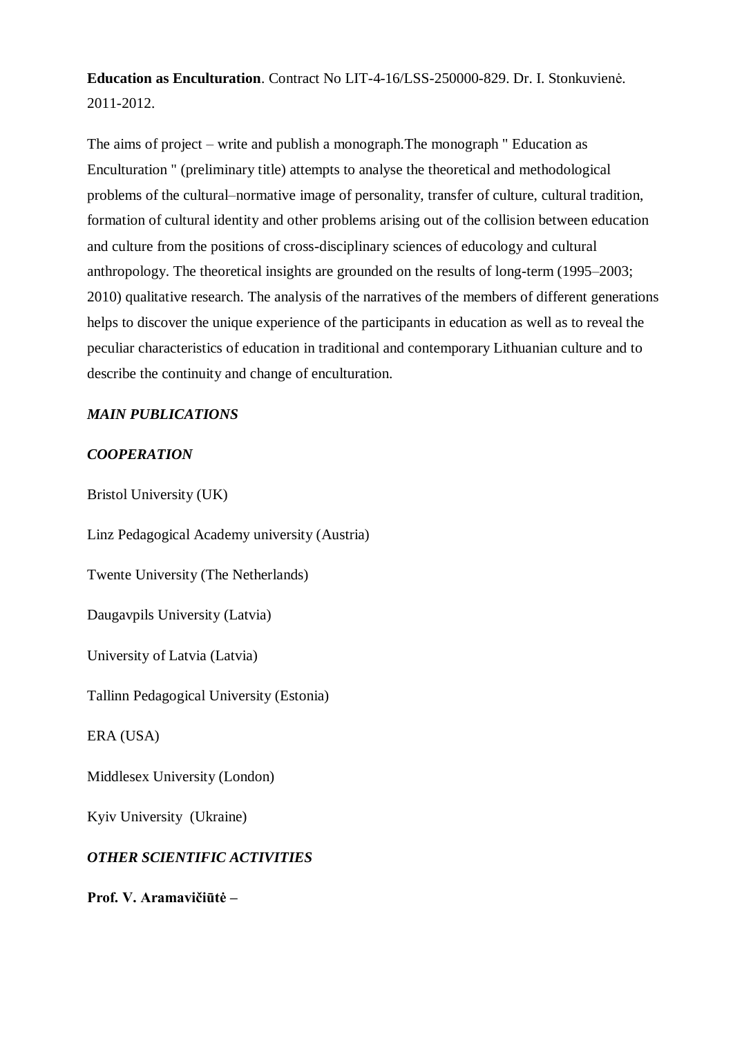**Education as Enculturation**. Contract No LIT-4-16/LSS-250000-829. Dr. I. Stonkuvienė. 2011-2012.

The aims of project – write and publish a monograph.The monograph " Education as Enculturation " (preliminary title) attempts to analyse the theoretical and methodological problems of the cultural–normative image of personality, transfer of culture, cultural tradition, formation of cultural identity and other problems arising out of the collision between education and culture from the positions of cross-disciplinary sciences of educology and cultural anthropology. The theoretical insights are grounded on the results of long-term (1995–2003; 2010) qualitative research. The analysis of the narratives of the members of different generations helps to discover the unique experience of the participants in education as well as to reveal the peculiar characteristics of education in traditional and contemporary Lithuanian culture and to describe the continuity and change of enculturation.

***MAIN PUBLICATIONS***

***COOPERATION***

Bristol University (UK)

Linz Pedagogical Academy university (Austria)

Twente University (The Netherlands)

Daugavpils University (Latvia)

University of Latvia (Latvia)

Tallinn Pedagogical University (Estonia)

ERA (USA)

Middlesex University (London)

Kyiv University (Ukraine)

***OTHER SCIENTIFIC ACTIVITIES***

**Prof. V. Aramavičiūtė –**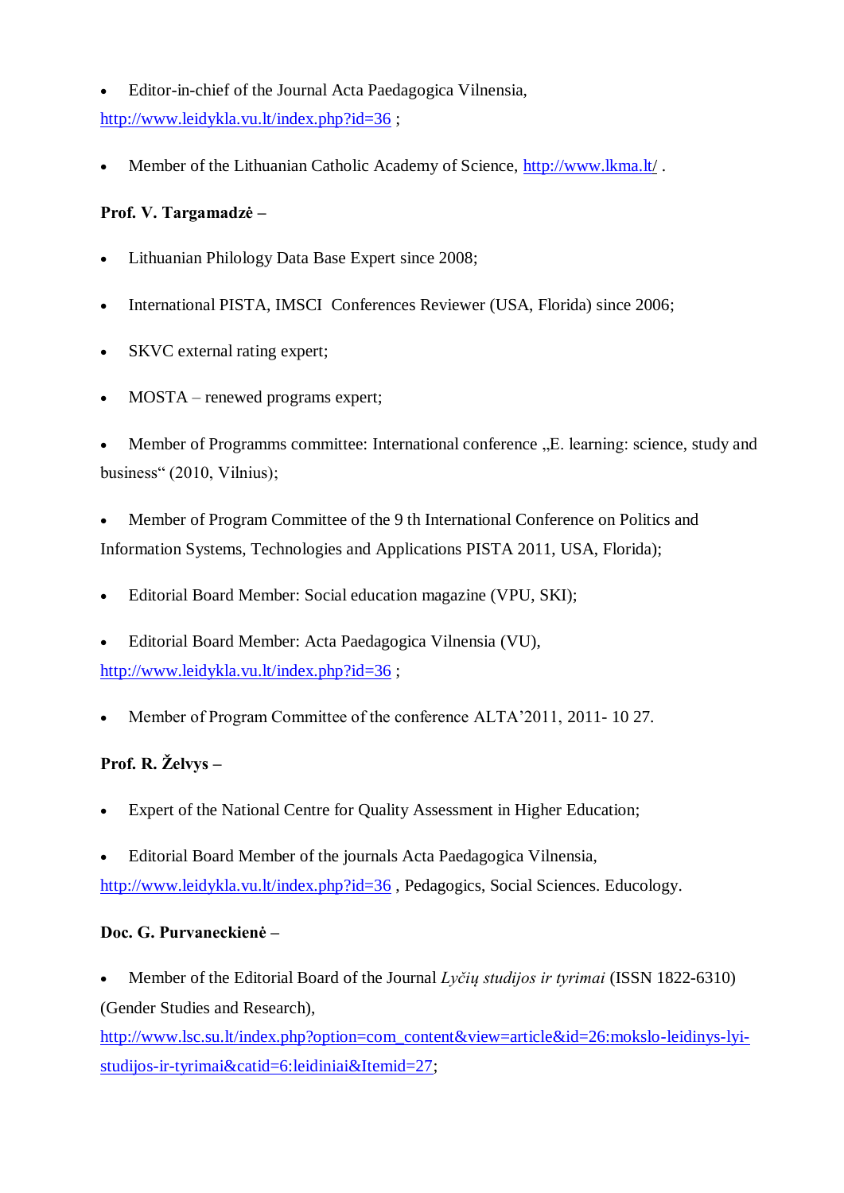- Editor-in-chief of the Journal Acta Paedagogica Vilnensia, http://www.leidykla.vu.lt/index.php?id=36 ;

- Member of the Lithuanian Catholic Academy of Science, http://www.lkma.lt/ .

**Prof. V. Targamadzė –**

- Lithuanian Philology Data Base Expert since 2008;

- International PISTA, IMSCI Conferences Reviewer (USA, Florida) since 2006;

- SKVC external rating expert;

- MOSTA – renewed programs expert;

- Member of Programms committee: International conference „E. learning: science, study and business“ (2010, Vilnius);

- Member of Program Committee of the 9 th International Conference on Politics and Information Systems, Technologies and Applications PISTA 2011, USA, Florida);

- Editorial Board Member: Social education magazine (VPU, SKI);

- Editorial Board Member: Acta Paedagogica Vilnensia (VU), http://www.leidykla.vu.lt/index.php?id=36 ;

- Member of Program Committee of the conference ALTA'2011, 2011- 10 27.

**Prof. R. Želvys –**

- Expert of the National Centre for Quality Assessment in Higher Education;

- Editorial Board Member of the journals Acta Paedagogica Vilnensia, http://www.leidykla.vu.lt/index.php?id=36 , Pedagogics, Social Sciences. Educology.

**Doc. G. Purvaneckienė –**

- Member of the Editorial Board of the Journal *Lyčių studijos ir tyrimai* (ISSN 1822-6310) (Gender Studies and Research), http://www.lsc.su.lt/index.php?option=com_content&view=article&id=26:mokslo-leidinys-lyi-studijos-ir-tyrimai&catid=6:leidiniai&Itemid=27;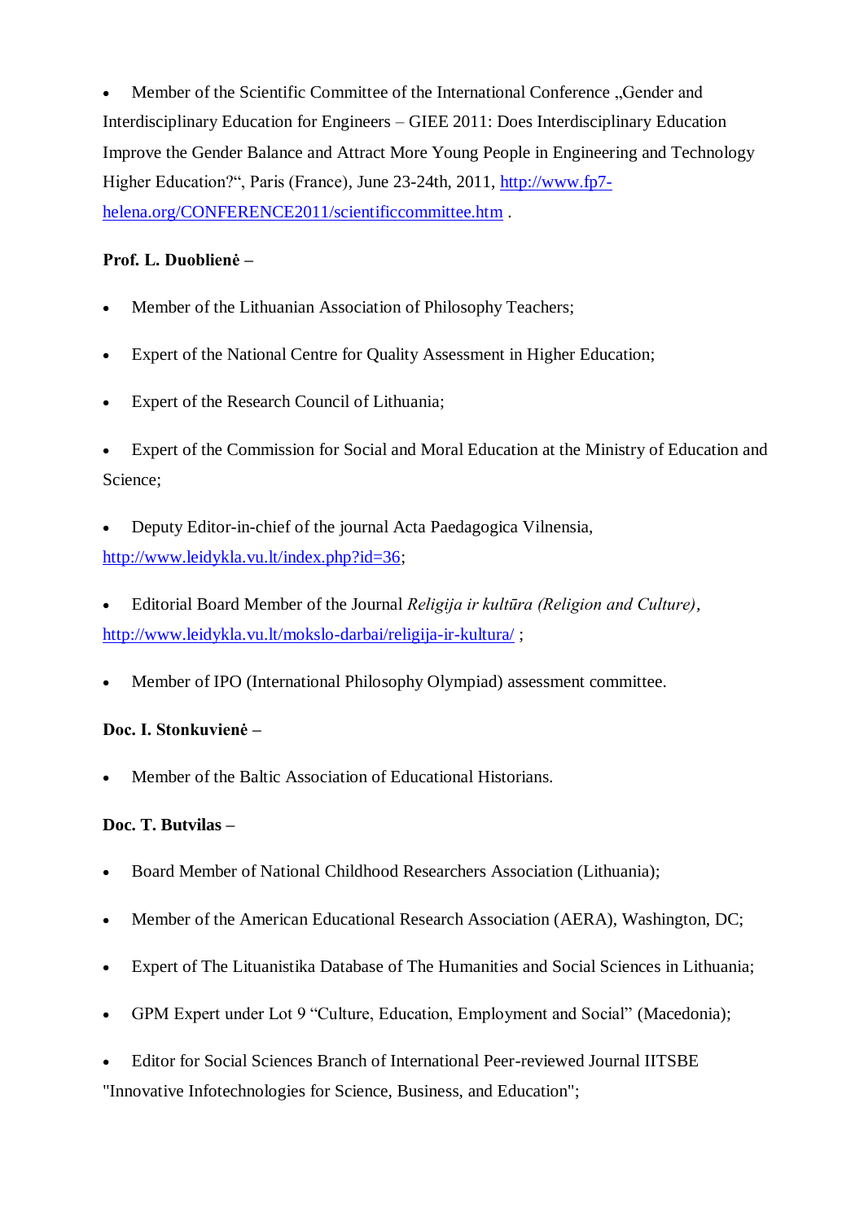- Member of the Scientific Committee of the International Conference „Gender and Interdisciplinary Education for Engineers – GIEE 2011: Does Interdisciplinary Education Improve the Gender Balance and Attract More Young People in Engineering and Technology Higher Education?“, Paris (France), June 23-24th, 2011, http://www.fp7-helena.org/CONFERENCE2011/scientificcommittee.htm .

**Prof. L. Duoblienė –**

- Member of the Lithuanian Association of Philosophy Teachers;
- Expert of the National Centre for Quality Assessment in Higher Education;
- Expert of the Research Council of Lithuania;
- Expert of the Commission for Social and Moral Education at the Ministry of Education and Science;
- Deputy Editor-in-chief of the journal Acta Paedagogica Vilnensia, http://www.leidykla.vu.lt/index.php?id=36;
- Editorial Board Member of the Journal *Religija ir kultūra (Religion and Culture)*, http://www.leidykla.vu.lt/mokslo-darbai/religija-ir-kultura/ ;
- Member of IPO (International Philosophy Olympiad) assessment committee.

**Doc. I. Stonkuvienė –**

- Member of the Baltic Association of Educational Historians.

**Doc. T. Butvilas –**

- Board Member of National Childhood Researchers Association (Lithuania);
- Member of the American Educational Research Association (AERA), Washington, DC;
- Expert of The Lituanistika Database of The Humanities and Social Sciences in Lithuania;
- GPM Expert under Lot 9 "Culture, Education, Employment and Social" (Macedonia);
- Editor for Social Sciences Branch of International Peer-reviewed Journal IITSBE "Innovative Infotechnologies for Science, Business, and Education";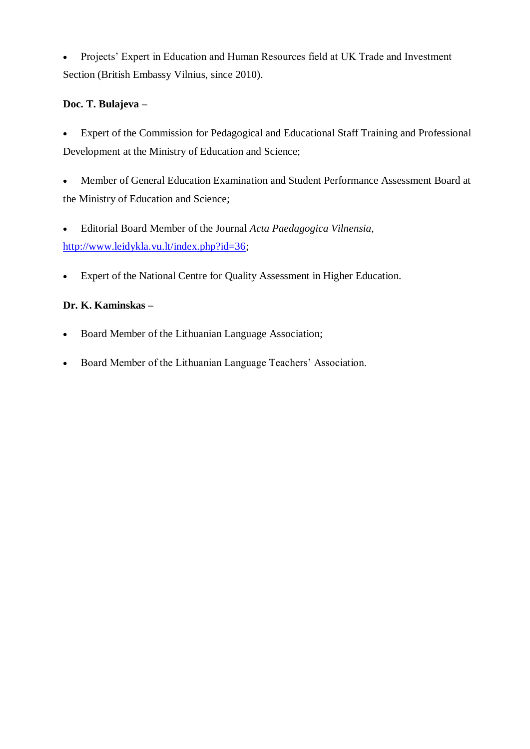- Projects' Expert in Education and Human Resources field at UK Trade and Investment Section (British Embassy Vilnius, since 2010).

**Doc. T. Bulajeva –**

- Expert of the Commission for Pedagogical and Educational Staff Training and Professional Development at the Ministry of Education and Science;
- Member of General Education Examination and Student Performance Assessment Board at the Ministry of Education and Science;
- Editorial Board Member of the Journal *Acta Paedagogica Vilnensia*, http://www.leidykla.vu.lt/index.php?id=36;
- Expert of the National Centre for Quality Assessment in Higher Education.

**Dr. K. Kaminskas –**

- Board Member of the Lithuanian Language Association;
- Board Member of the Lithuanian Language Teachers' Association.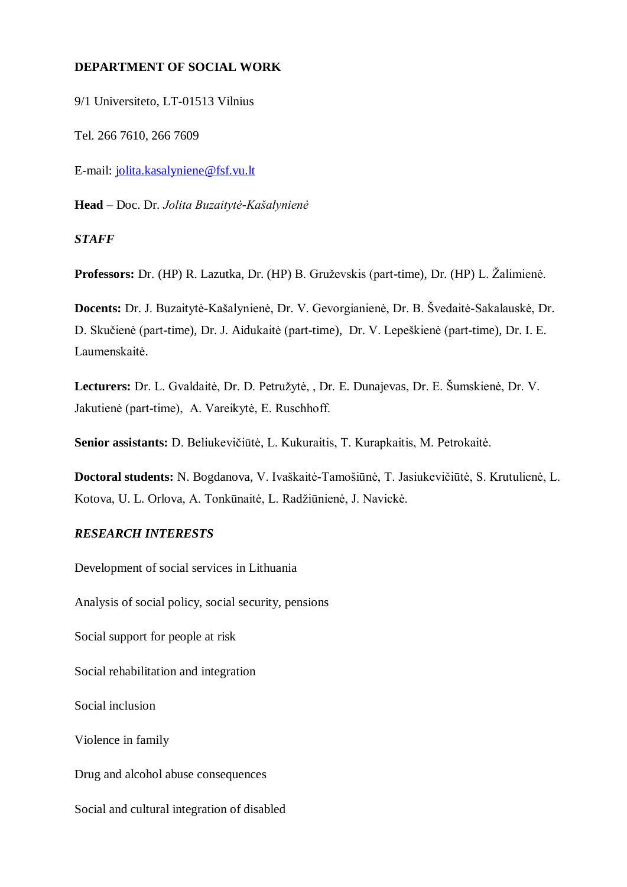**DEPARTMENT OF SOCIAL WORK**

9/1 Universiteto, LT-01513 Vilnius

Tel. 266 7610, 266 7609

E-mail: jolita.kasalyniene@fsf.vu.lt

**Head** – Doc. Dr. *Jolita Buzaitytė-Kašalynienė*

***STAFF***

**Professors:** Dr. (HP) R. Lazutka, Dr. (HP) B. Gruževskis (part-time), Dr. (HP) L. Žalimienė.

**Docents:** Dr. J. Buzaitytė-Kašalynienė, Dr. V. Gevorgianienė, Dr. B. Švedaitė-Sakalauskė, Dr. D. Skučienė (part-time), Dr. J. Aidukaitė (part-time), Dr. V. Lepeškienė (part-time), Dr. I. E. Laumenskaitė.

**Lecturers:** Dr. L. Gvaldaitė, Dr. D. Petružytė, , Dr. E. Dunajevas, Dr. E. Šumskienė, Dr. V. Jakutienė (part-time), A. Vareikytė, E. Ruschhoff.

**Senior assistants:** D. Beliukevičiūtė, L. Kukuraitis, T. Kurapkaitis, M. Petrokaitė.

**Doctoral students:** N. Bogdanova, V. Ivaškaitė-Tamošiūnė, T. Jasiukevičiūtė, S. Krutulienė, L. Kotova, U. L. Orlova, A. Tonkūnaitė, L. Radžiūnienė, J. Navickė.

***RESEARCH INTERESTS***

Development of social services in Lithuania

Analysis of social policy, social security, pensions

Social support for people at risk

Social rehabilitation and integration

Social inclusion

Violence in family

Drug and alcohol abuse consequences

Social and cultural integration of disabled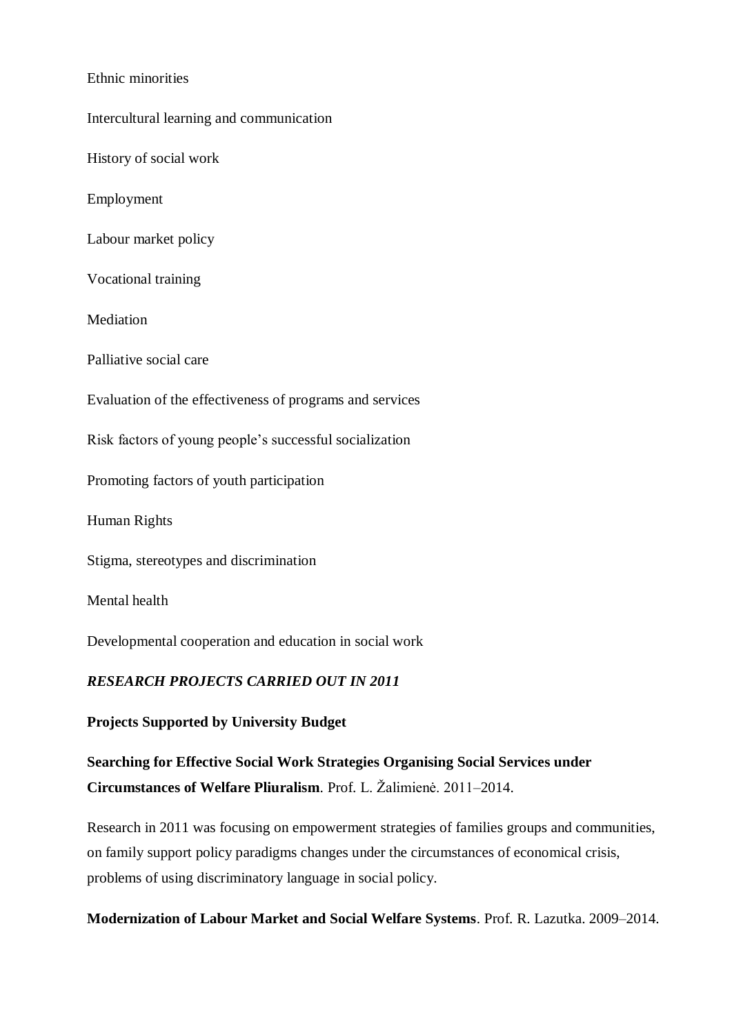Ethnic minorities

Intercultural learning and communication

History of social work

Employment

Labour market policy

Vocational training

Mediation

Palliative social care

Evaluation of the effectiveness of programs and services

Risk factors of young people's successful socialization

Promoting factors of youth participation

Human Rights

Stigma, stereotypes and discrimination

Mental health

Developmental cooperation and education in social work

***RESEARCH PROJECTS CARRIED OUT IN 2011***

**Projects Supported by University Budget**

**Searching for Effective Social Work Strategies Organising Social Services under Circumstances of Welfare Pliuralism**. Prof. L. Žalimienė. 2011–2014.

Research in 2011 was focusing on empowerment strategies of families groups and communities, on family support policy paradigms changes under the circumstances of economical crisis, problems of using discriminatory language in social policy.

**Modernization of Labour Market and Social Welfare Systems**. Prof. R. Lazutka. 2009–2014.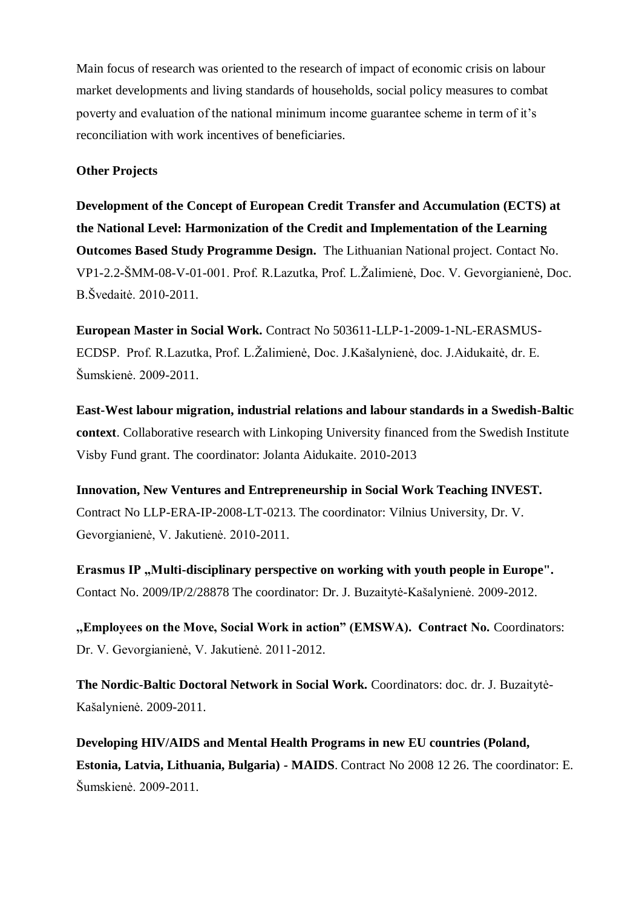Main focus of research was oriented to the research of impact of economic crisis on labour market developments and living standards of households, social policy measures to combat poverty and evaluation of the national minimum income guarantee scheme in term of it's reconciliation with work incentives of beneficiaries.

**Other Projects**

**Development of the Concept of European Credit Transfer and Accumulation (ECTS) at the National Level: Harmonization of the Credit and Implementation of the Learning Outcomes Based Study Programme Design.** The Lithuanian National project. Contact No. VP1-2.2-ŠMM-08-V-01-001. Prof. R.Lazutka, Prof. L.Žalimienė, Doc. V. Gevorgianienė, Doc. B.Švedaitė. 2010-2011.

**European Master in Social Work.** Contract No 503611-LLP-1-2009-1-NL-ERASMUS-ECDSP. Prof. R.Lazutka, Prof. L.Žalimienė, Doc. J.Kašalynienė, doc. J.Aidukaitė, dr. E. Šumskienė. 2009-2011.

**East-West labour migration, industrial relations and labour standards in a Swedish-Baltic context**. Collaborative research with Linkoping University financed from the Swedish Institute Visby Fund grant. The coordinator: Jolanta Aidukaite. 2010-2013

**Innovation, New Ventures and Entrepreneurship in Social Work Teaching INVEST.** Contract No LLP-ERA-IP-2008-LT-0213. The coordinator: Vilnius University, Dr. V. Gevorgianienė, V. Jakutienė. 2010-2011.

**Erasmus IP „Multi-disciplinary perspective on working with youth people in Europe".** Contact No. 2009/IP/2/28878 The coordinator: Dr. J. Buzaitytė-Kašalynienė. 2009-2012.

**„Employees on the Move, Social Work in action" (EMSWA). Contract No.** Coordinators: Dr. V. Gevorgianienė, V. Jakutienė. 2011-2012.

**The Nordic-Baltic Doctoral Network in Social Work.** Coordinators: doc. dr. J. Buzaitytė-Kašalynienė. 2009-2011.

**Developing HIV/AIDS and Mental Health Programs in new EU countries (Poland, Estonia, Latvia, Lithuania, Bulgaria) - MAIDS**. Contract No 2008 12 26. The coordinator: E. Šumskienė. 2009-2011.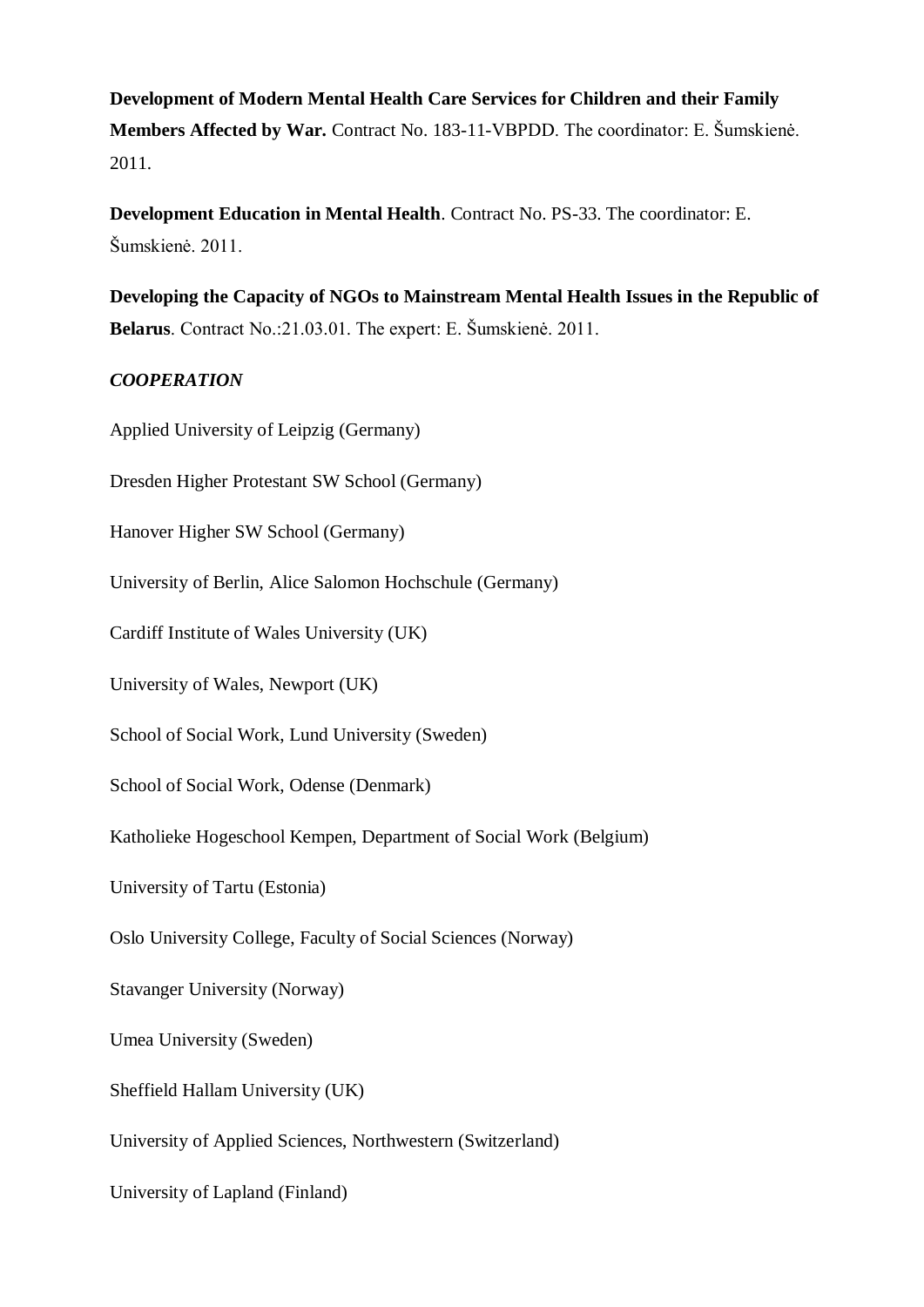**Development of Modern Mental Health Care Services for Children and their Family Members Affected by War.** Contract No. 183-11-VBPDD. The coordinator: E. Šumskienė. 2011.

**Development Education in Mental Health**. Contract No. PS-33. The coordinator: E. Šumskienė. 2011.

**Developing the Capacity of NGOs to Mainstream Mental Health Issues in the Republic of Belarus**. Contract No.:21.03.01. The expert: E. Šumskienė. 2011.

***COOPERATION***

Applied University of Leipzig (Germany)

Dresden Higher Protestant SW School (Germany)

Hanover Higher SW School (Germany)

University of Berlin, Alice Salomon Hochschule (Germany)

Cardiff Institute of Wales University (UK)

University of Wales, Newport (UK)

School of Social Work, Lund University (Sweden)

School of Social Work, Odense (Denmark)

Katholieke Hogeschool Kempen, Department of Social Work (Belgium)

University of Tartu (Estonia)

Oslo University College, Faculty of Social Sciences (Norway)

Stavanger University (Norway)

Umea University (Sweden)

Sheffield Hallam University (UK)

University of Applied Sciences, Northwestern (Switzerland)

University of Lapland (Finland)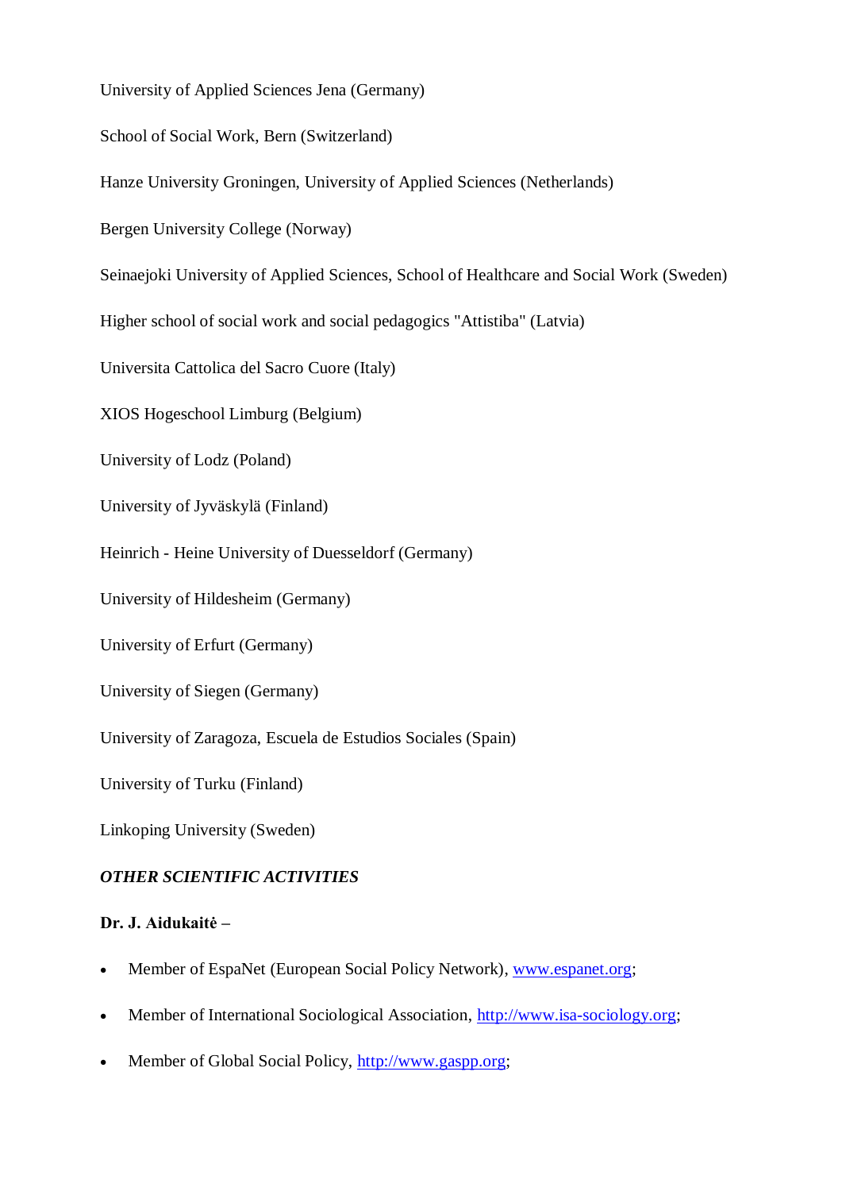University of Applied Sciences Jena (Germany)

School of Social Work, Bern (Switzerland)

Hanze University Groningen, University of Applied Sciences (Netherlands)

Bergen University College (Norway)

Seinaejoki University of Applied Sciences, School of Healthcare and Social Work (Sweden)

Higher school of social work and social pedagogics "Attistiba" (Latvia)

Universita Cattolica del Sacro Cuore (Italy)

XIOS Hogeschool Limburg (Belgium)

University of Lodz (Poland)

University of Jyväskylä (Finland)

Heinrich - Heine University of Duesseldorf (Germany)

University of Hildesheim (Germany)

University of Erfurt (Germany)

University of Siegen (Germany)

University of Zaragoza, Escuela de Estudios Sociales (Spain)

University of Turku (Finland)

Linkoping University (Sweden)

***OTHER SCIENTIFIC ACTIVITIES***

**Dr. J. Aidukaitė –**

- Member of EspaNet (European Social Policy Network), www.espanet.org;
- Member of International Sociological Association, http://www.isa-sociology.org;
- Member of Global Social Policy, http://www.gaspp.org;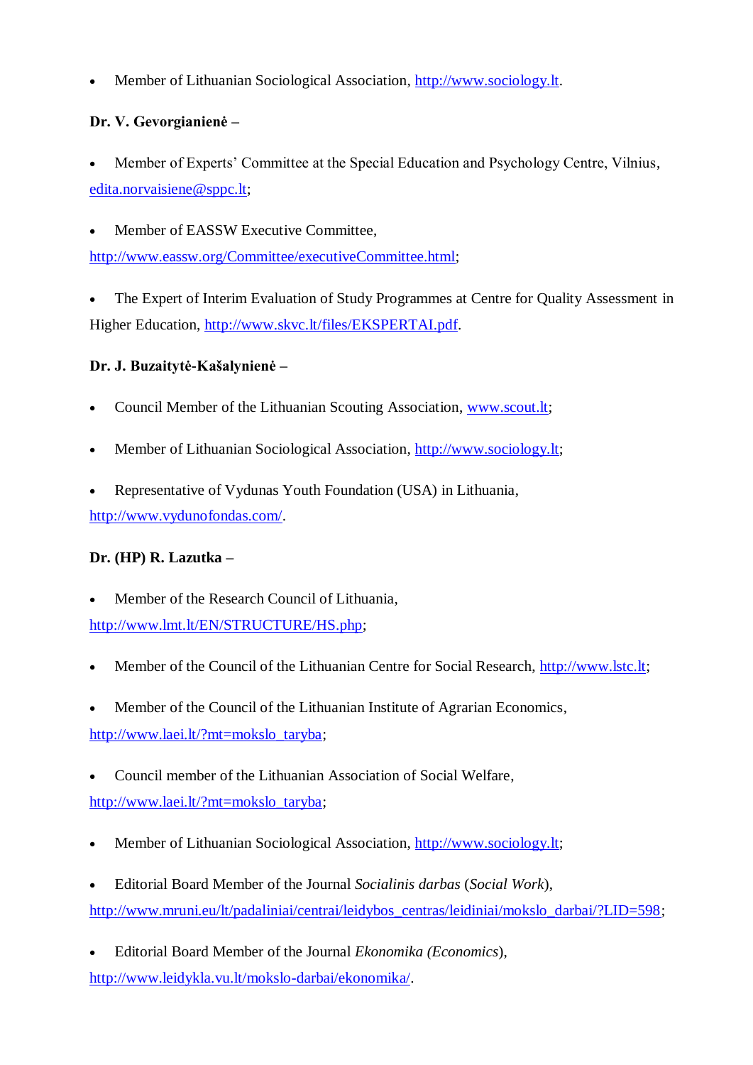- Member of Lithuanian Sociological Association, http://www.sociology.lt.

**Dr. V. Gevorgianienė –**

- Member of Experts' Committee at the Special Education and Psychology Centre, Vilnius, edita.norvaisiene@sppc.lt;

- Member of EASSW Executive Committee, http://www.eassw.org/Committee/executiveCommittee.html;

- The Expert of Interim Evaluation of Study Programmes at Centre for Quality Assessment in Higher Education, http://www.skvc.lt/files/EKSPERTAI.pdf.

**Dr. J. Buzaitytė-Kašalynienė –**

- Council Member of the Lithuanian Scouting Association, www.scout.lt;

- Member of Lithuanian Sociological Association, http://www.sociology.lt;

- Representative of Vydunas Youth Foundation (USA) in Lithuania, http://www.vydunofondas.com/.

**Dr. (HP) R. Lazutka –**

- Member of the Research Council of Lithuania, http://www.lmt.lt/EN/STRUCTURE/HS.php;

- Member of the Council of the Lithuanian Centre for Social Research, http://www.lstc.lt;

- Member of the Council of the Lithuanian Institute of Agrarian Economics, http://www.laei.lt/?mt=mokslo_taryba;

- Council member of the Lithuanian Association of Social Welfare, http://www.laei.lt/?mt=mokslo_taryba;

- Member of Lithuanian Sociological Association, http://www.sociology.lt;

- Editorial Board Member of the Journal *Socialinis darbas* (*Social Work*), http://www.mruni.eu/lt/padaliniai/centrai/leidybos_centras/leidiniai/mokslo_darbai/?LID=598;

- Editorial Board Member of the Journal *Ekonomika (Economics*), http://www.leidykla.vu.lt/mokslo-darbai/ekonomika/.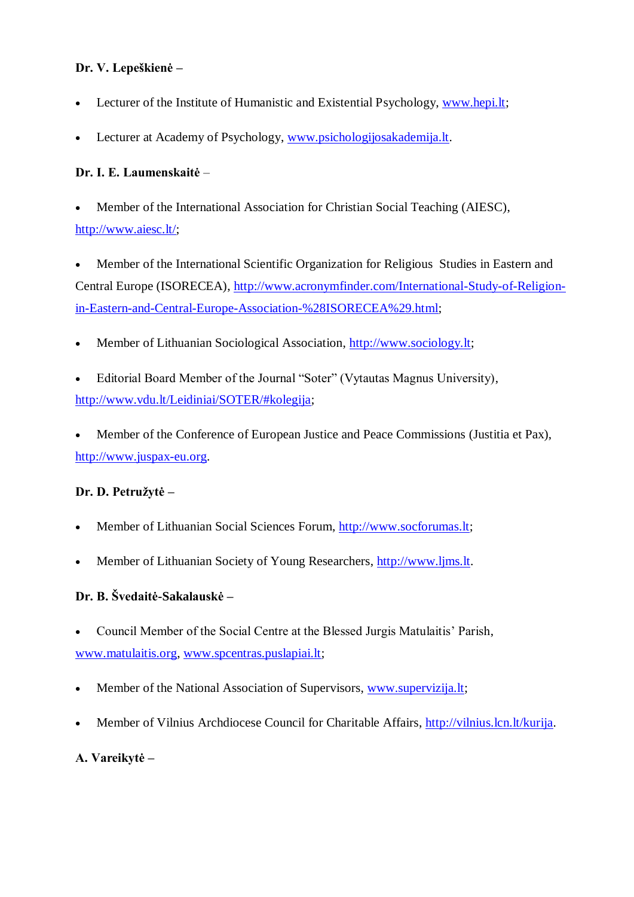**Dr. V. Lepeškienė –**

- Lecturer of the Institute of Humanistic and Existential Psychology, www.hepi.lt;
- Lecturer at Academy of Psychology, www.psichologijosakademija.lt.

**Dr. I. E. Laumenskaitė** –

- Member of the International Association for Christian Social Teaching (AIESC), http://www.aiesc.lt/;
- Member of the International Scientific Organization for Religious Studies in Eastern and Central Europe (ISORECEA), http://www.acronymfinder.com/International-Study-of-Religion-in-Eastern-and-Central-Europe-Association-%28ISORECEA%29.html;
- Member of Lithuanian Sociological Association, http://www.sociology.lt;
- Editorial Board Member of the Journal "Soter" (Vytautas Magnus University), http://www.vdu.lt/Leidiniai/SOTER/#kolegija;
- Member of the Conference of European Justice and Peace Commissions (Justitia et Pax), http://www.juspax-eu.org.

**Dr. D. Petružytė –**

- Member of Lithuanian Social Sciences Forum, http://www.socforumas.lt;
- Member of Lithuanian Society of Young Researchers, http://www.ljms.lt.

**Dr. B. Švedaitė-Sakalauskė –**

- Council Member of the Social Centre at the Blessed Jurgis Matulaitis' Parish, www.matulaitis.org, www.spcentras.puslapiai.lt;
- Member of the National Association of Supervisors, www.supervizija.lt;
- Member of Vilnius Archdiocese Council for Charitable Affairs, http://vilnius.lcn.lt/kurija.

**A. Vareikytė –**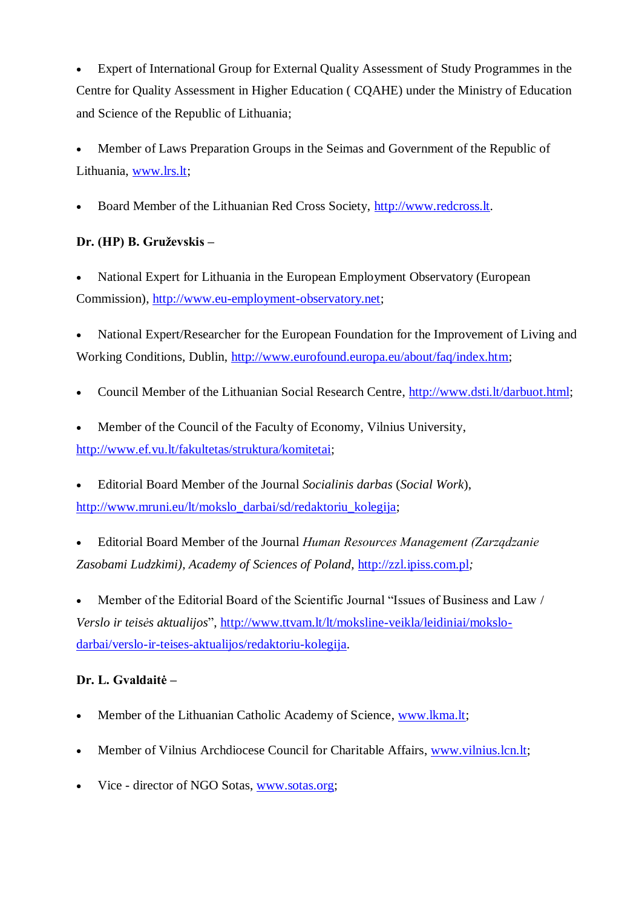- Expert of International Group for External Quality Assessment of Study Programmes in the Centre for Quality Assessment in Higher Education ( CQAHE) under the Ministry of Education and Science of the Republic of Lithuania;
- Member of Laws Preparation Groups in the Seimas and Government of the Republic of Lithuania, www.lrs.lt;
- Board Member of the Lithuanian Red Cross Society, http://www.redcross.lt.

**Dr. (HP) B. Gruževskis –**

- National Expert for Lithuania in the European Employment Observatory (European Commission), http://www.eu-employment-observatory.net;
- National Expert/Researcher for the European Foundation for the Improvement of Living and Working Conditions, Dublin, http://www.eurofound.europa.eu/about/faq/index.htm;
- Council Member of the Lithuanian Social Research Centre, http://www.dsti.lt/darbuot.html;
- Member of the Council of the Faculty of Economy, Vilnius University, http://www.ef.vu.lt/fakultetas/struktura/komitetai;
- Editorial Board Member of the Journal *Socialinis darbas* (*Social Work*), http://www.mruni.eu/lt/mokslo_darbai/sd/redaktoriu_kolegija;
- Editorial Board Member of the Journal *Human Resources Management (Zarządzanie Zasobami Ludzkimi), Academy of Sciences of Poland*, http://zzl.ipiss.com.pl;
- Member of the Editorial Board of the Scientific Journal "Issues of Business and Law / *Verslo ir teisės aktualijos*", http://www.ttvam.lt/lt/moksline-veikla/leidiniai/mokslo-darbai/verslo-ir-teises-aktualijos/redaktoriu-kolegija.

**Dr. L. Gvaldaitė –**

- Member of the Lithuanian Catholic Academy of Science, www.lkma.lt;
- Member of Vilnius Archdiocese Council for Charitable Affairs, www.vilnius.lcn.lt;
- Vice - director of NGO Sotas, www.sotas.org;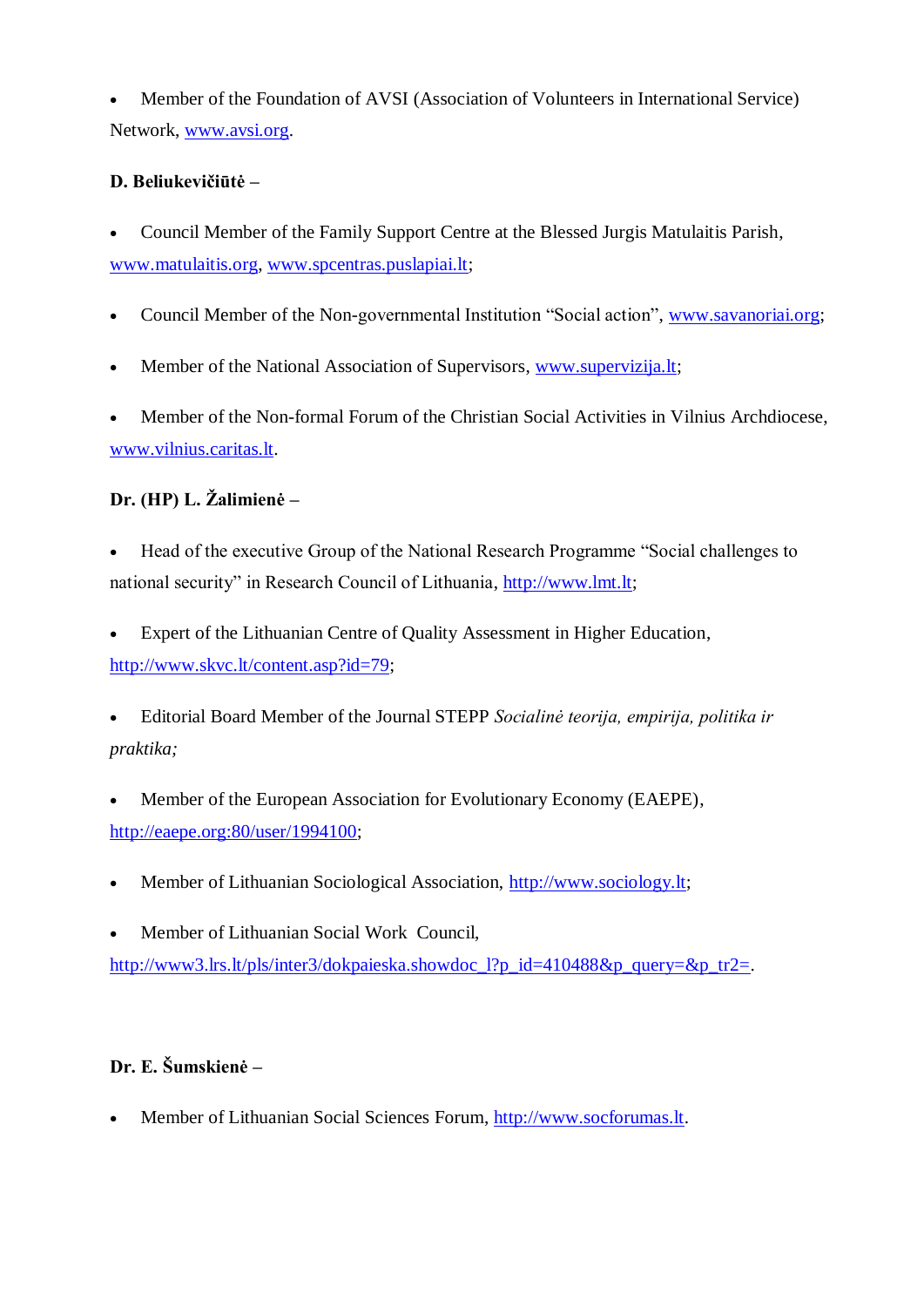- Member of the Foundation of AVSI (Association of Volunteers in International Service) Network, www.avsi.org.

**D. Beliukevičiūtė –**

- Council Member of the Family Support Centre at the Blessed Jurgis Matulaitis Parish, www.matulaitis.org, www.spcentras.puslapiai.lt;
- Council Member of the Non-governmental Institution “Social action”, www.savanoriai.org;
- Member of the National Association of Supervisors, www.supervizija.lt;
- Member of the Non-formal Forum of the Christian Social Activities in Vilnius Archdiocese, www.vilnius.caritas.lt.

**Dr. (HP) L. Žalimienė –**

- Head of the executive Group of the National Research Programme “Social challenges to national security” in Research Council of Lithuania, http://www.lmt.lt;
- Expert of the Lithuanian Centre of Quality Assessment in Higher Education, http://www.skvc.lt/content.asp?id=79;
- Editorial Board Member of the Journal STEPP *Socialinė teorija, empirija, politika ir praktika;*
- Member of the European Association for Evolutionary Economy (EAEPE), http://eaepe.org:80/user/1994100;
- Member of Lithuanian Sociological Association, http://www.sociology.lt;
- Member of Lithuanian Social Work Council, http://www3.lrs.lt/pls/inter3/dokpaieska.showdoc_l?p_id=410488&p_query=&p_tr2=.

**Dr. E. Šumskienė –**

- Member of Lithuanian Social Sciences Forum, http://www.socforumas.lt.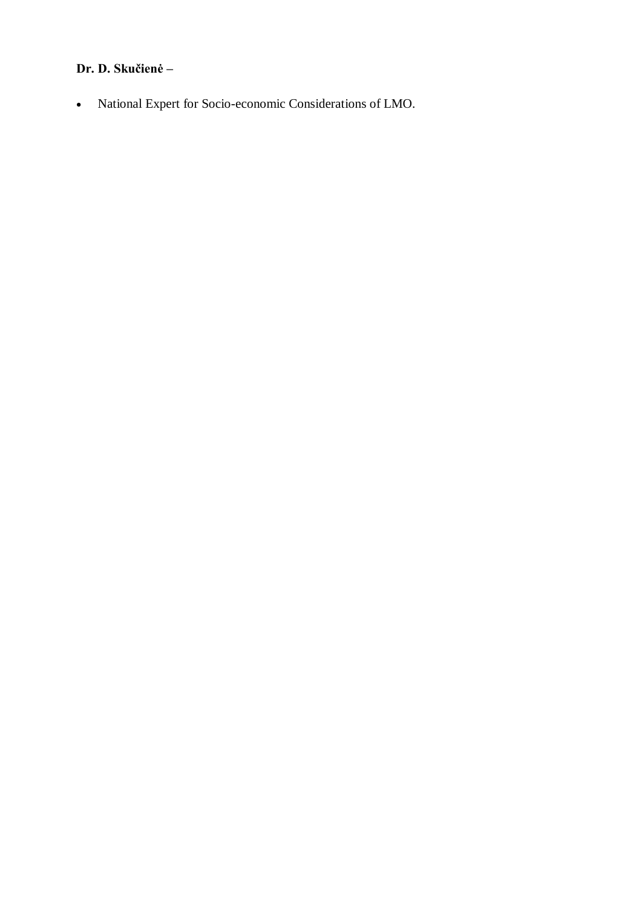**Dr. D. Skučienė –**

- National Expert for Socio-economic Considerations of LMO.